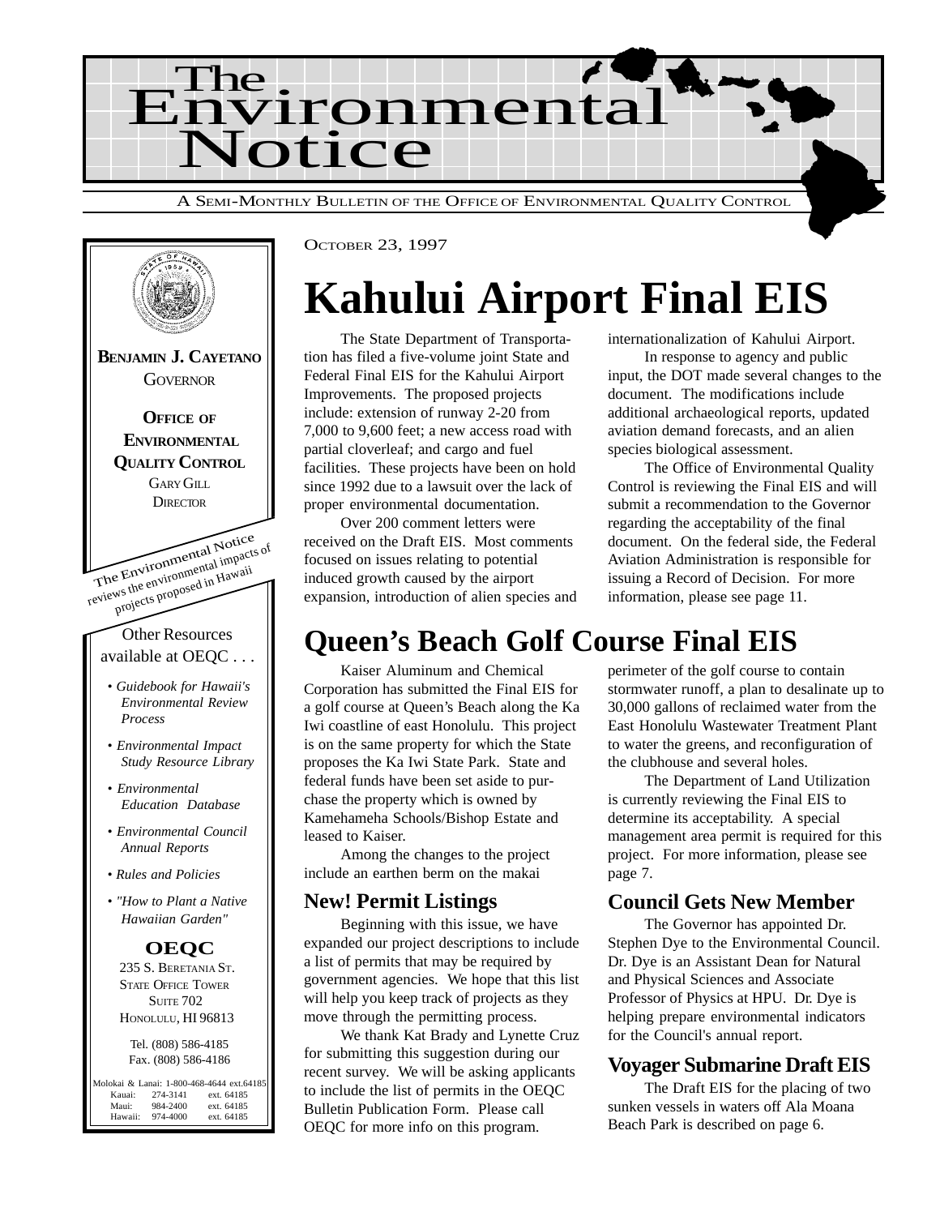# The Environmental Notice

A SEMI-MONTHLY BULLETIN OF THE OFFICE OF ENVIRONMENTAL QUALITY CONTROL

**BENJAMIN J. CAYETANO**
GOVERNOR

**OFFICE OF ENVIRONMENTAL QUALITY CONTROL**
GARY GILL
DIRECTOR

The Environmental Notice reviews the environmental impacts of projects proposed in Hawaii

Other Resources available at OEQC . . .

- *Guidebook for Hawaii's Environmental Review Process*
- *Environmental Impact Study Resource Library*
- *Environmental Education Database*
- *Environmental Council Annual Reports*
- *Rules and Policies*
- *"How to Plant a Native Hawaiian Garden"*

**OEQC**
235 S. BERETANIA ST.
STATE OFFICE TOWER
SUITE 702
HONOLULU, HI 96813

Tel. (808) 586-4185
Fax. (808) 586-4186

Molokai & Lanai: 1-800-468-4644 ext.64185
Kauai: 274-3141 ext. 64185
Maui: 984-2400 ext. 64185
Hawaii: 974-4000 ext. 64185

OCTOBER 23, 1997

# Kahului Airport Final EIS

The State Department of Transportation has filed a five-volume joint State and Federal Final EIS for the Kahului Airport Improvements. The proposed projects include: extension of runway 2-20 from 7,000 to 9,600 feet; a new access road with partial cloverleaf; and cargo and fuel facilities. These projects have been on hold since 1992 due to a lawsuit over the lack of proper environmental documentation.

Over 200 comment letters were received on the Draft EIS. Most comments focused on issues relating to potential induced growth caused by the airport expansion, introduction of alien species and internationalization of Kahului Airport.

In response to agency and public input, the DOT made several changes to the document. The modifications include additional archaeological reports, updated aviation demand forecasts, and an alien species biological assessment.

The Office of Environmental Quality Control is reviewing the Final EIS and will submit a recommendation to the Governor regarding the acceptability of the final document. On the federal side, the Federal Aviation Administration is responsible for issuing a Record of Decision. For more information, please see page 11.

# Queen's Beach Golf Course Final EIS

Kaiser Aluminum and Chemical Corporation has submitted the Final EIS for a golf course at Queen's Beach along the Ka Iwi coastline of east Honolulu. This project is on the same property for which the State proposes the Ka Iwi State Park. State and federal funds have been set aside to purchase the property which is owned by Kamehameha Schools/Bishop Estate and leased to Kaiser.

Among the changes to the project include an earthen berm on the makai perimeter of the golf course to contain stormwater runoff, a plan to desalinate up to 30,000 gallons of reclaimed water from the East Honolulu Wastewater Treatment Plant to water the greens, and reconfiguration of the clubhouse and several holes.

The Department of Land Utilization is currently reviewing the Final EIS to determine its acceptability. A special management area permit is required for this project. For more information, please see page 7.

## New! Permit Listings

Beginning with this issue, we have expanded our project descriptions to include a list of permits that may be required by government agencies. We hope that this list will help you keep track of projects as they move through the permitting process.

We thank Kat Brady and Lynette Cruz for submitting this suggestion during our recent survey. We will be asking applicants to include the list of permits in the OEQC Bulletin Publication Form. Please call OEQC for more info on this program.

## Council Gets New Member

The Governor has appointed Dr. Stephen Dye to the Environmental Council. Dr. Dye is an Assistant Dean for Natural and Physical Sciences and Associate Professor of Physics at HPU. Dr. Dye is helping prepare environmental indicators for the Council's annual report.

## Voyager Submarine Draft EIS

The Draft EIS for the placing of two sunken vessels in waters off Ala Moana Beach Park is described on page 6.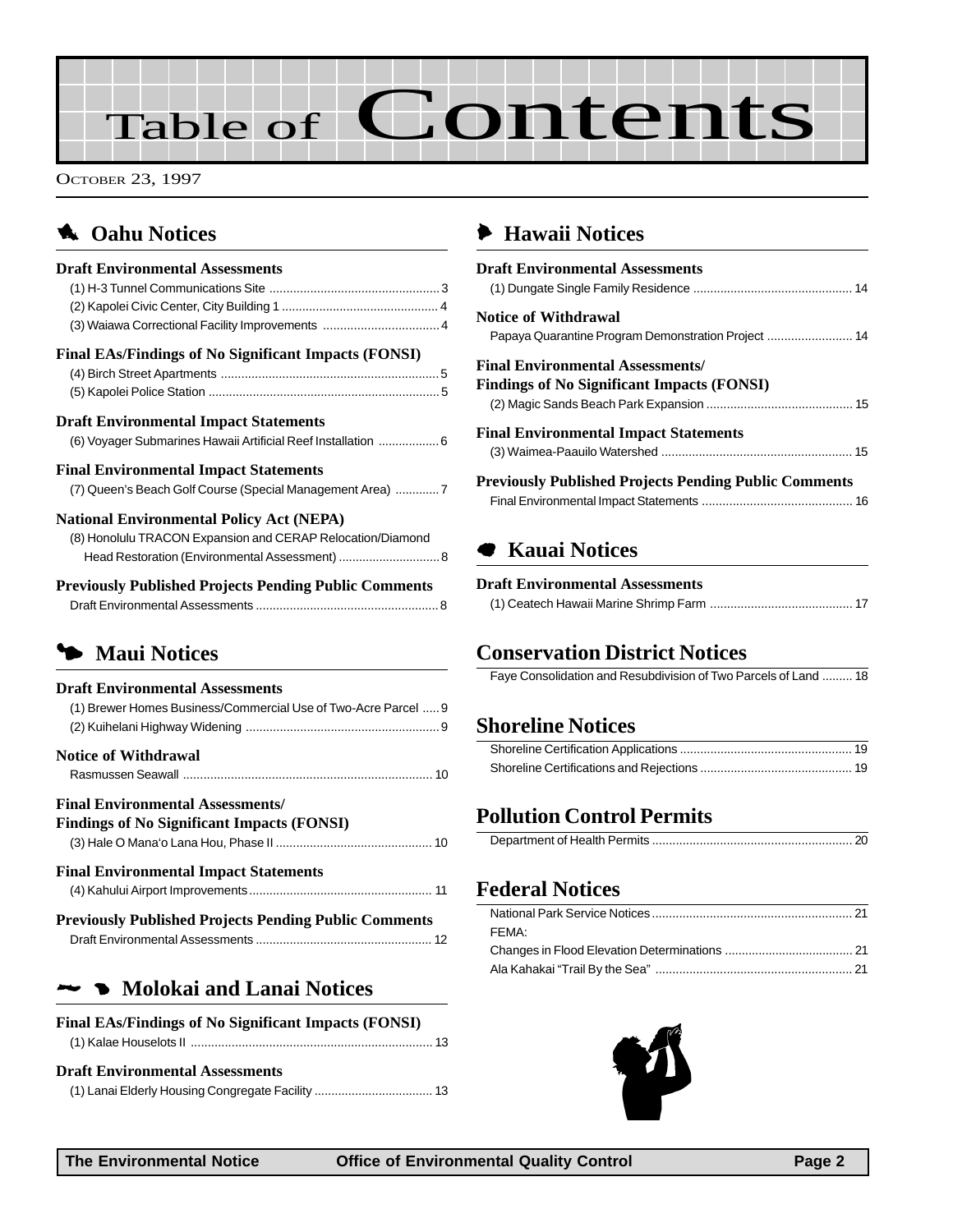# Table of Contents

OCTOBER 23, 1997

## Oahu Notices

### Draft Environmental Assessments

(1) H-3 Tunnel Communications Site .......... 3
(2) Kapolei Civic Center, City Building 1 .......... 4
(3) Waiawa Correctional Facility Improvements .......... 4

### Final EAs/Findings of No Significant Impacts (FONSI)

(4) Birch Street Apartments .......... 5
(5) Kapolei Police Station .......... 5

### Draft Environmental Impact Statements

(6) Voyager Submarines Hawaii Artificial Reef Installation .......... 6

### Final Environmental Impact Statements

(7) Queen's Beach Golf Course (Special Management Area) .......... 7

### National Environmental Policy Act (NEPA)

(8) Honolulu TRACON Expansion and CERAP Relocation/Diamond Head Restoration (Environmental Assessment) .......... 8

### Previously Published Projects Pending Public Comments

Draft Environmental Assessments .......... 8

## Maui Notices

### Draft Environmental Assessments

(1) Brewer Homes Business/Commercial Use of Two-Acre Parcel .......... 9
(2) Kuihelani Highway Widening .......... 9

### Notice of Withdrawal

Rasmussen Seawall .......... 10

### Final Environmental Assessments/ Findings of No Significant Impacts (FONSI)

(3) Hale O Mana'o Lana Hou, Phase II .......... 10

### Final Environmental Impact Statements

(4) Kahului Airport Improvements .......... 11

### Previously Published Projects Pending Public Comments

Draft Environmental Assessments .......... 12

## Molokai and Lanai Notices

### Final EAs/Findings of No Significant Impacts (FONSI)

(1) Kalae Houselots II .......... 13

### Draft Environmental Assessments

(1) Lanai Elderly Housing Congregate Facility .......... 13

## Hawaii Notices

### Draft Environmental Assessments

(1) Dungate Single Family Residence .......... 14

### Notice of Withdrawal

Papaya Quarantine Program Demonstration Project .......... 14

### Final Environmental Assessments/ Findings of No Significant Impacts (FONSI)

(2) Magic Sands Beach Park Expansion .......... 15

### Final Environmental Impact Statements

(3) Waimea-Paauilo Watershed .......... 15

### Previously Published Projects Pending Public Comments

Final Environmental Impact Statements .......... 16

## Kauai Notices

### Draft Environmental Assessments

(1) Ceatech Hawaii Marine Shrimp Farm .......... 17

## Conservation District Notices

Faye Consolidation and Resubdivision of Two Parcels of Land .......... 18

## Shoreline Notices

Shoreline Certification Applications .......... 19
Shoreline Certifications and Rejections .......... 19

## Pollution Control Permits

Department of Health Permits .......... 20

## Federal Notices

National Park Service Notices .......... 21
FEMA:
Changes in Flood Elevation Determinations .......... 21
Ala Kahakai "Trail By the Sea" .......... 21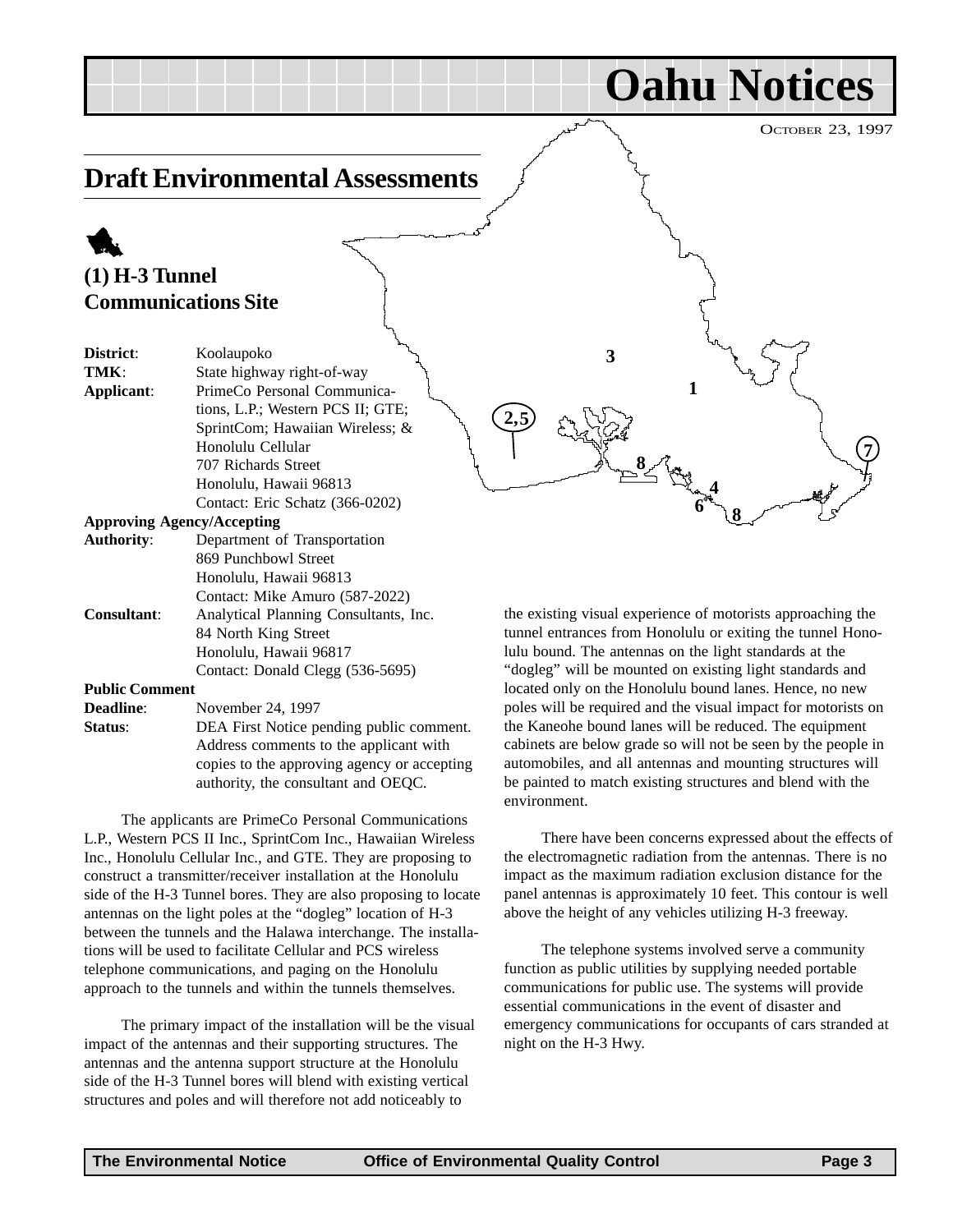# Oahu Notices

October 23, 1997

## Draft Environmental Assessments

### (1) H-3 Tunnel Communications Site

**District**: Koolaupoko
**TMK**: State highway right-of-way
**Applicant**: PrimeCo Personal Communications, L.P.; Western PCS II; GTE; SprintCom; Hawaiian Wireless; & Honolulu Cellular
707 Richards Street
Honolulu, Hawaii 96813
Contact: Eric Schatz (366-0202)

**Approving Agency/Accepting Authority**: Department of Transportation
869 Punchbowl Street
Honolulu, Hawaii 96813
Contact: Mike Amuro (587-2022)

**Consultant**: Analytical Planning Consultants, Inc.
84 North King Street
Honolulu, Hawaii 96817
Contact: Donald Clegg (536-5695)

**Public Comment Deadline**: November 24, 1997

**Status**: DEA First Notice pending public comment. Address comments to the applicant with copies to the approving agency or accepting authority, the consultant and OEQC.

The applicants are PrimeCo Personal Communications L.P., Western PCS II Inc., SprintCom Inc., Hawaiian Wireless Inc., Honolulu Cellular Inc., and GTE. They are proposing to construct a transmitter/receiver installation at the Honolulu side of the H-3 Tunnel bores. They are also proposing to locate antennas on the light poles at the "dogleg" location of H-3 between the tunnels and the Halawa interchange. The installations will be used to facilitate Cellular and PCS wireless telephone communications, and paging on the Honolulu approach to the tunnels and within the tunnels themselves.

The primary impact of the installation will be the visual impact of the antennas and their supporting structures. The antennas and the antenna support structure at the Honolulu side of the H-3 Tunnel bores will blend with existing vertical structures and poles and will therefore not add noticeably to the existing visual experience of motorists approaching the tunnel entrances from Honolulu or exiting the tunnel Honolulu bound. The antennas on the light standards at the "dogleg" will be mounted on existing light standards and located only on the Honolulu bound lanes. Hence, no new poles will be required and the visual impact for motorists on the Kaneohe bound lanes will be reduced. The equipment cabinets are below grade so will not be seen by the people in automobiles, and all antennas and mounting structures will be painted to match existing structures and blend with the environment.

There have been concerns expressed about the effects of the electromagnetic radiation from the antennas. There is no impact as the maximum radiation exclusion distance for the panel antennas is approximately 10 feet. This contour is well above the height of any vehicles utilizing H-3 freeway.

The telephone systems involved serve a community function as public utilities by supplying needed portable communications for public use. The systems will provide essential communications in the event of disaster and emergency communications for occupants of cars stranded at night on the H-3 Hwy.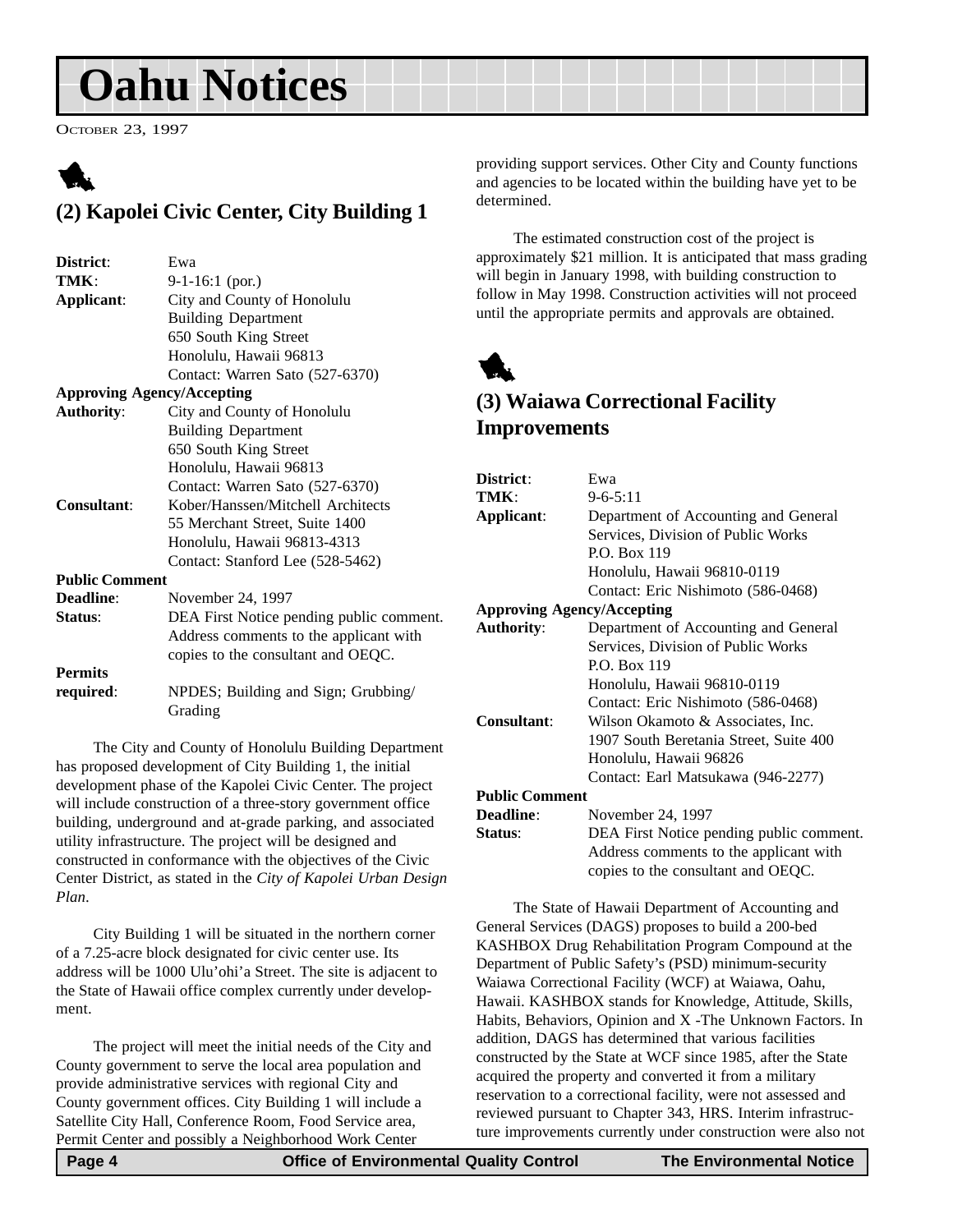// Oahu Notices

October 23, 1997

## (2) Kapolei Civic Center, City Building 1

| | |
|---|---|
| **District**: | Ewa |
| **TMK**: | 9-1-16:1 (por.) |
| **Applicant**: | City and County of Honolulu<br>Building Department<br>650 South King Street<br>Honolulu, Hawaii 96813<br>Contact: Warren Sato (527-6370) |
| **Approving Agency/Accepting Authority**: | City and County of Honolulu<br>Building Department<br>650 South King Street<br>Honolulu, Hawaii 96813<br>Contact: Warren Sato (527-6370) |
| **Consultant**: | Kober/Hanssen/Mitchell Architects<br>55 Merchant Street, Suite 1400<br>Honolulu, Hawaii 96813-4313<br>Contact: Stanford Lee (528-5462) |
| **Public Comment Deadline**: | November 24, 1997 |
| **Status**: | DEA First Notice pending public comment. Address comments to the applicant with copies to the consultant and OEQC. |
| **Permits required**: | NPDES; Building and Sign; Grubbing/Grading |

The City and County of Honolulu Building Department has proposed development of City Building 1, the initial development phase of the Kapolei Civic Center. The project will include construction of a three-story government office building, underground and at-grade parking, and associated utility infrastructure. The project will be designed and constructed in conformance with the objectives of the Civic Center District, as stated in the *City of Kapolei Urban Design Plan*.

City Building 1 will be situated in the northern corner of a 7.25-acre block designated for civic center use. Its address will be 1000 Ulu'ohi'a Street. The site is adjacent to the State of Hawaii office complex currently under development.

The project will meet the initial needs of the City and County government to serve the local area population and provide administrative services with regional City and County government offices. City Building 1 will include a Satellite City Hall, Conference Room, Food Service area, Permit Center and possibly a Neighborhood Work Center providing support services. Other City and County functions and agencies to be located within the building have yet to be determined.

The estimated construction cost of the project is approximately $21 million. It is anticipated that mass grading will begin in January 1998, with building construction to follow in May 1998. Construction activities will not proceed until the appropriate permits and approvals are obtained.

## (3) Waiawa Correctional Facility Improvements

| | |
|---|---|
| **District**: | Ewa |
| **TMK**: | 9-6-5:11 |
| **Applicant**: | Department of Accounting and General Services, Division of Public Works<br>P.O. Box 119<br>Honolulu, Hawaii 96810-0119<br>Contact: Eric Nishimoto (586-0468) |
| **Approving Agency/Accepting Authority**: | Department of Accounting and General Services, Division of Public Works<br>P.O. Box 119<br>Honolulu, Hawaii 96810-0119<br>Contact: Eric Nishimoto (586-0468) |
| **Consultant**: | Wilson Okamoto & Associates, Inc.<br>1907 South Beretania Street, Suite 400<br>Honolulu, Hawaii 96826<br>Contact: Earl Matsukawa (946-2277) |
| **Public Comment Deadline**: | November 24, 1997 |
| **Status**: | DEA First Notice pending public comment. Address comments to the applicant with copies to the consultant and OEQC. |

The State of Hawaii Department of Accounting and General Services (DAGS) proposes to build a 200-bed KASHBOX Drug Rehabilitation Program Compound at the Department of Public Safety's (PSD) minimum-security Waiawa Correctional Facility (WCF) at Waiawa, Oahu, Hawaii. KASHBOX stands for Knowledge, Attitude, Skills, Habits, Behaviors, Opinion and X -The Unknown Factors. In addition, DAGS has determined that various facilities constructed by the State at WCF since 1985, after the State acquired the property and converted it from a military reservation to a correctional facility, were not assessed and reviewed pursuant to Chapter 343, HRS. Interim infrastructure improvements currently under construction were also not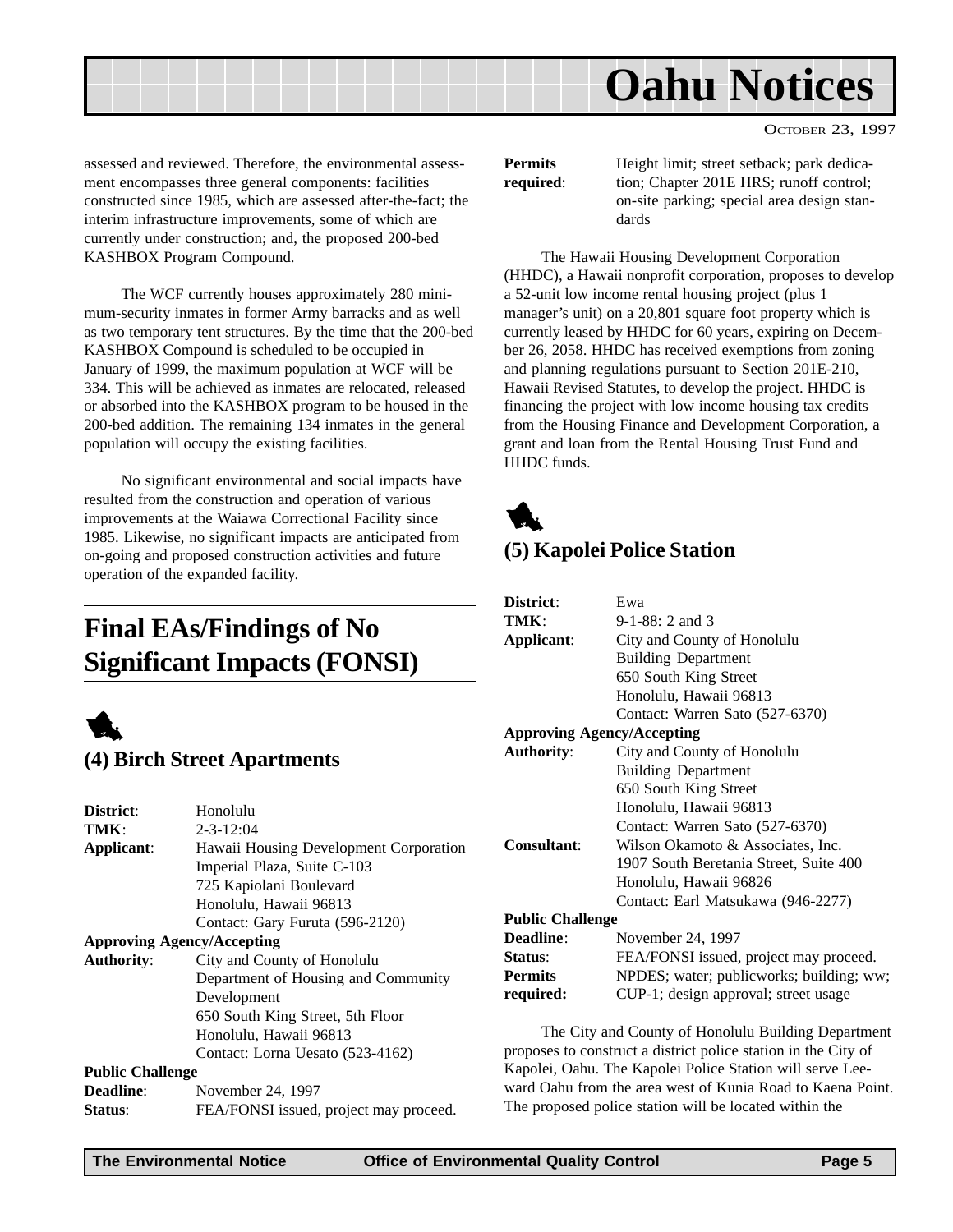assessed and reviewed. Therefore, the environmental assessment encompasses three general components: facilities constructed since 1985, which are assessed after-the-fact; the interim infrastructure improvements, some of which are currently under construction; and, the proposed 200-bed KASHBOX Program Compound.

The WCF currently houses approximately 280 minimum-security inmates in former Army barracks and as well as two temporary tent structures. By the time that the 200-bed KASHBOX Compound is scheduled to be occupied in January of 1999, the maximum population at WCF will be 334. This will be achieved as inmates are relocated, released or absorbed into the KASHBOX program to be housed in the 200-bed addition. The remaining 134 inmates in the general population will occupy the existing facilities.

No significant environmental and social impacts have resulted from the construction and operation of various improvements at the Waiawa Correctional Facility since 1985. Likewise, no significant impacts are anticipated from on-going and proposed construction activities and future operation of the expanded facility.

## Final EAs/Findings of No Significant Impacts (FONSI)

### (4) Birch Street Apartments

**District**: Honolulu
**TMK**: 2-3-12:04
**Applicant**: Hawaii Housing Development Corporation
Imperial Plaza, Suite C-103
725 Kapiolani Boulevard
Honolulu, Hawaii 96813
Contact: Gary Furuta (596-2120)

**Approving Agency/Accepting Authority**: City and County of Honolulu
Department of Housing and Community Development
650 South King Street, 5th Floor
Honolulu, Hawaii 96813
Contact: Lorna Uesato (523-4162)

**Public Challenge Deadline**: November 24, 1997
**Status**: FEA/FONSI issued, project may proceed.
**Permits required**: Height limit; street setback; park dedication; Chapter 201E HRS; runoff control; on-site parking; special area design standards

The Hawaii Housing Development Corporation (HHDC), a Hawaii nonprofit corporation, proposes to develop a 52-unit low income rental housing project (plus 1 manager's unit) on a 20,801 square foot property which is currently leased by HHDC for 60 years, expiring on December 26, 2058. HHDC has received exemptions from zoning and planning regulations pursuant to Section 201E-210, Hawaii Revised Statutes, to develop the project. HHDC is financing the project with low income housing tax credits from the Housing Finance and Development Corporation, a grant and loan from the Rental Housing Trust Fund and HHDC funds.

### (5) Kapolei Police Station

**District**: Ewa
**TMK**: 9-1-88: 2 and 3
**Applicant**: City and County of Honolulu
Building Department
650 South King Street
Honolulu, Hawaii 96813
Contact: Warren Sato (527-6370)

**Approving Agency/Accepting Authority**: City and County of Honolulu
Building Department
650 South King Street
Honolulu, Hawaii 96813
Contact: Warren Sato (527-6370)

**Consultant**: Wilson Okamoto & Associates, Inc.
1907 South Beretania Street, Suite 400
Honolulu, Hawaii 96826
Contact: Earl Matsukawa (946-2277)

**Public Challenge Deadline**: November 24, 1997
**Status**: FEA/FONSI issued, project may proceed.
**Permits required:** NPDES; water; publicworks; building; ww; CUP-1; design approval; street usage

The City and County of Honolulu Building Department proposes to construct a district police station in the City of Kapolei, Oahu. The Kapolei Police Station will serve Leeward Oahu from the area west of Kunia Road to Kaena Point. The proposed police station will be located within the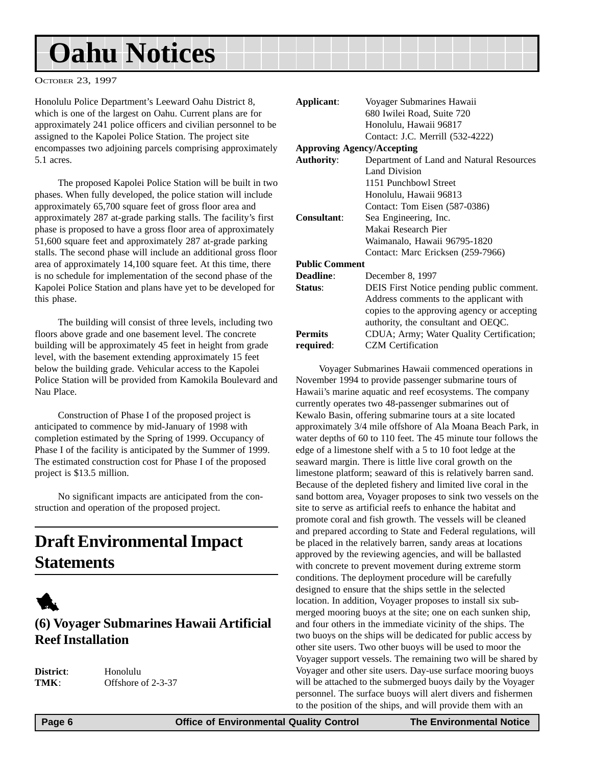Honolulu Police Department's Leeward Oahu District 8, which is one of the largest on Oahu. Current plans are for approximately 241 police officers and civilian personnel to be assigned to the Kapolei Police Station. The project site encompasses two adjoining parcels comprising approximately 5.1 acres.

The proposed Kapolei Police Station will be built in two phases. When fully developed, the police station will include approximately 65,700 square feet of gross floor area and approximately 287 at-grade parking stalls. The facility's first phase is proposed to have a gross floor area of approximately 51,600 square feet and approximately 287 at-grade parking stalls. The second phase will include an additional gross floor area of approximately 14,100 square feet. At this time, there is no schedule for implementation of the second phase of the Kapolei Police Station and plans have yet to be developed for this phase.

The building will consist of three levels, including two floors above grade and one basement level. The concrete building will be approximately 45 feet in height from grade level, with the basement extending approximately 15 feet below the building grade. Vehicular access to the Kapolei Police Station will be provided from Kamokila Boulevard and Nau Place.

Construction of Phase I of the proposed project is anticipated to commence by mid-January of 1998 with completion estimated by the Spring of 1999. Occupancy of Phase I of the facility is anticipated by the Summer of 1999. The estimated construction cost for Phase I of the proposed project is $13.5 million.

No significant impacts are anticipated from the construction and operation of the proposed project.

## Draft Environmental Impact Statements

### (6) Voyager Submarines Hawaii Artificial Reef Installation

**District**: Honolulu
**TMK**: Offshore of 2-3-37
**Applicant**: Voyager Submarines Hawaii
680 Iwilei Road, Suite 720
Honolulu, Hawaii 96817
Contact: J.C. Merrill (532-4222)

**Approving Agency/Accepting Authority**: Department of Land and Natural Resources
Land Division
1151 Punchbowl Street
Honolulu, Hawaii 96813
Contact: Tom Eisen (587-0386)

**Consultant**: Sea Engineering, Inc.
Makai Research Pier
Waimanalo, Hawaii 96795-1820
Contact: Marc Ericksen (259-7966)

**Public Comment Deadline**: December 8, 1997

**Status**: DEIS First Notice pending public comment. Address comments to the applicant with copies to the approving agency or accepting authority, the consultant and OEQC.

**Permits required**: CDUA; Army; Water Quality Certification; CZM Certification

Voyager Submarines Hawaii commenced operations in November 1994 to provide passenger submarine tours of Hawaii's marine aquatic and reef ecosystems. The company currently operates two 48-passenger submarines out of Kewalo Basin, offering submarine tours at a site located approximately 3/4 mile offshore of Ala Moana Beach Park, in water depths of 60 to 110 feet. The 45 minute tour follows the edge of a limestone shelf with a 5 to 10 foot ledge at the seaward margin. There is little live coral growth on the limestone platform; seaward of this is relatively barren sand. Because of the depleted fishery and limited live coral in the sand bottom area, Voyager proposes to sink two vessels on the site to serve as artificial reefs to enhance the habitat and promote coral and fish growth. The vessels will be cleaned and prepared according to State and Federal regulations, will be placed in the relatively barren, sandy areas at locations approved by the reviewing agencies, and will be ballasted with concrete to prevent movement during extreme storm conditions. The deployment procedure will be carefully designed to ensure that the ships settle in the selected location. In addition, Voyager proposes to install six submerged mooring buoys at the site; one on each sunken ship, and four others in the immediate vicinity of the ships. The two buoys on the ships will be dedicated for public access by other site users. Two other buoys will be used to moor the Voyager support vessels. The remaining two will be shared by Voyager and other site users. Day-use surface mooring buoys will be attached to the submerged buoys daily by the Voyager personnel. The surface buoys will alert divers and fishermen to the position of the ships, and will provide them with an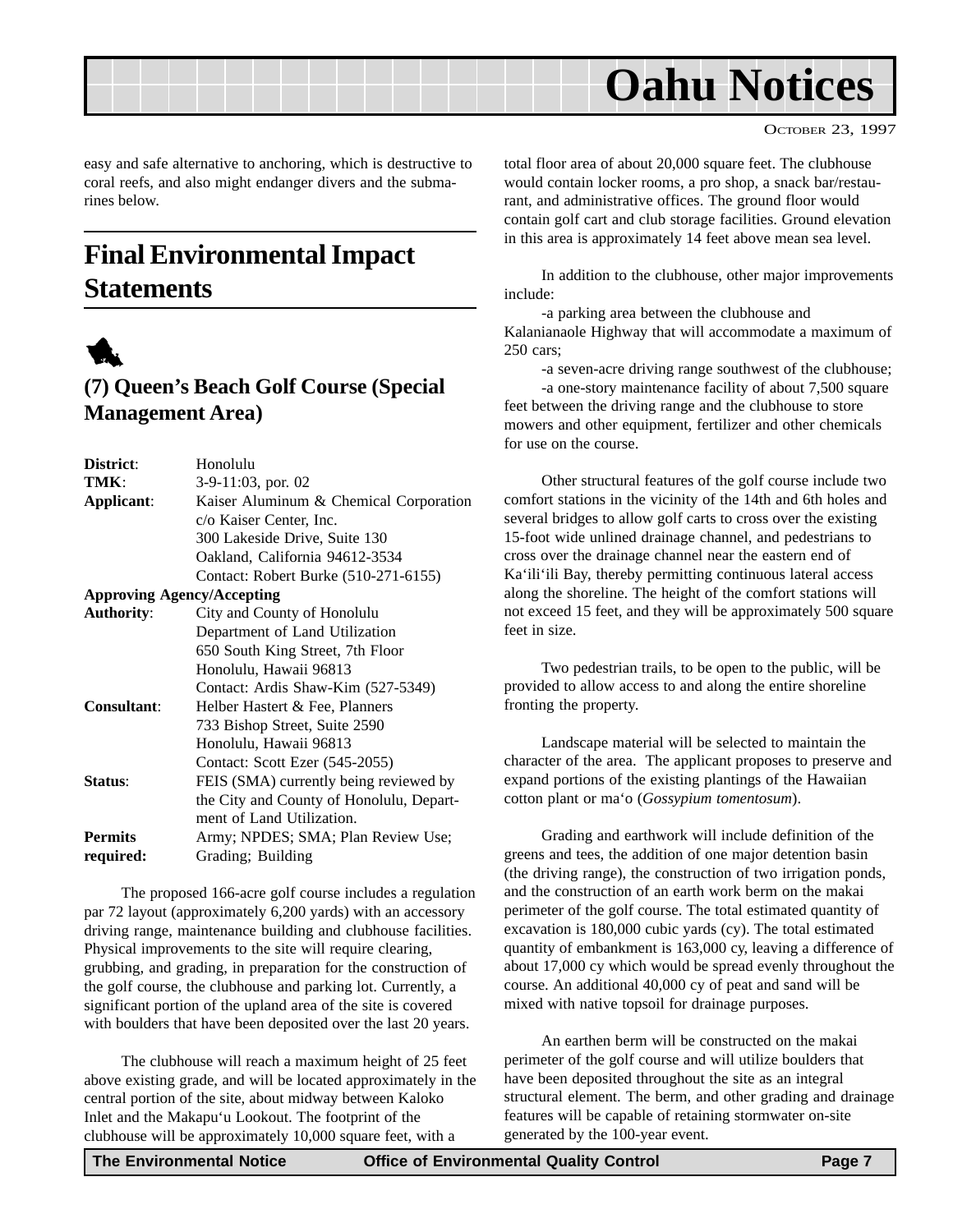easy and safe alternative to anchoring, which is destructive to coral reefs, and also might endanger divers and the submarines below.

# Final Environmental Impact Statements

## (7) Queen's Beach Golf Course (Special Management Area)

| | |
|---|---|
| **District**: | Honolulu |
| **TMK**: | 3-9-11:03, por. 02 |
| **Applicant**: | Kaiser Aluminum & Chemical Corporation c/o Kaiser Center, Inc. 300 Lakeside Drive, Suite 130 Oakland, California 94612-3534 Contact: Robert Burke (510-271-6155) |
| **Approving Agency/Accepting Authority**: | City and County of Honolulu Department of Land Utilization 650 South King Street, 7th Floor Honolulu, Hawaii 96813 Contact: Ardis Shaw-Kim (527-5349) |
| **Consultant**: | Helber Hastert & Fee, Planners 733 Bishop Street, Suite 2590 Honolulu, Hawaii 96813 Contact: Scott Ezer (545-2055) |
| **Status**: | FEIS (SMA) currently being reviewed by the City and County of Honolulu, Department of Land Utilization. |
| **Permits required:** | Army; NPDES; SMA; Plan Review Use; Grading; Building |

The proposed 166-acre golf course includes a regulation par 72 layout (approximately 6,200 yards) with an accessory driving range, maintenance building and clubhouse facilities. Physical improvements to the site will require clearing, grubbing, and grading, in preparation for the construction of the golf course, the clubhouse and parking lot. Currently, a significant portion of the upland area of the site is covered with boulders that have been deposited over the last 20 years.

The clubhouse will reach a maximum height of 25 feet above existing grade, and will be located approximately in the central portion of the site, about midway between Kaloko Inlet and the Makapu'u Lookout. The footprint of the clubhouse will be approximately 10,000 square feet, with a total floor area of about 20,000 square feet. The clubhouse would contain locker rooms, a pro shop, a snack bar/restaurant, and administrative offices. The ground floor would contain golf cart and club storage facilities. Ground elevation in this area is approximately 14 feet above mean sea level.

In addition to the clubhouse, other major improvements include:

-a parking area between the clubhouse and Kalanianaole Highway that will accommodate a maximum of 250 cars;

-a seven-acre driving range southwest of the clubhouse;

-a one-story maintenance facility of about 7,500 square feet between the driving range and the clubhouse to store mowers and other equipment, fertilizer and other chemicals for use on the course.

Other structural features of the golf course include two comfort stations in the vicinity of the 14th and 6th holes and several bridges to allow golf carts to cross over the existing 15-foot wide unlined drainage channel, and pedestrians to cross over the drainage channel near the eastern end of Ka'ili'ili Bay, thereby permitting continuous lateral access along the shoreline. The height of the comfort stations will not exceed 15 feet, and they will be approximately 500 square feet in size.

Two pedestrian trails, to be open to the public, will be provided to allow access to and along the entire shoreline fronting the property.

Landscape material will be selected to maintain the character of the area. The applicant proposes to preserve and expand portions of the existing plantings of the Hawaiian cotton plant or ma'o (*Gossypium tomentosum*).

Grading and earthwork will include definition of the greens and tees, the addition of one major detention basin (the driving range), the construction of two irrigation ponds, and the construction of an earth work berm on the makai perimeter of the golf course. The total estimated quantity of excavation is 180,000 cubic yards (cy). The total estimated quantity of embankment is 163,000 cy, leaving a difference of about 17,000 cy which would be spread evenly throughout the course. An additional 40,000 cy of peat and sand will be mixed with native topsoil for drainage purposes.

An earthen berm will be constructed on the makai perimeter of the golf course and will utilize boulders that have been deposited throughout the site as an integral structural element. The berm, and other grading and drainage features will be capable of retaining stormwater on-site generated by the 100-year event.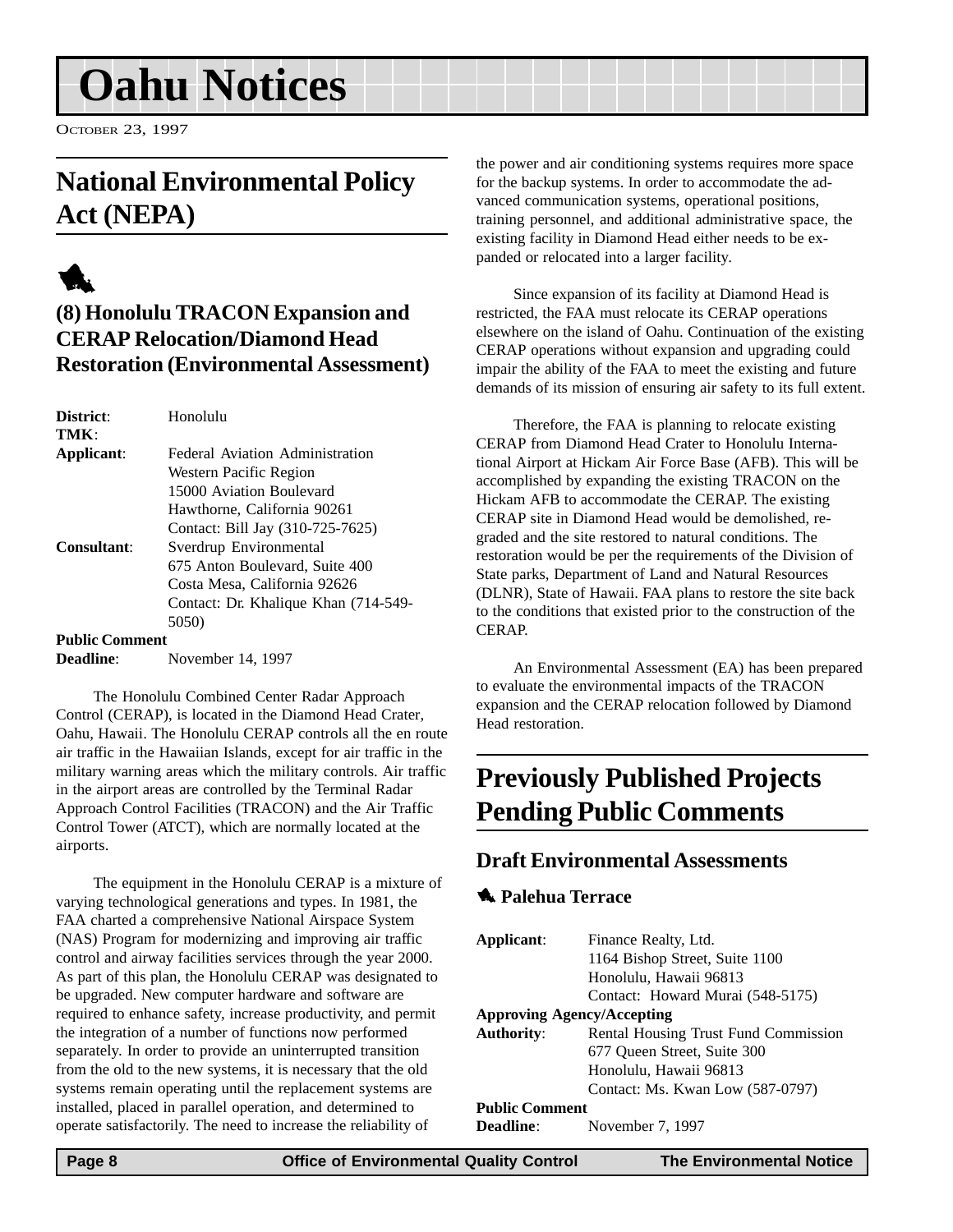# Oahu Notices

OCTOBER 23, 1997

## National Environmental Policy Act (NEPA)

### (8) Honolulu TRACON Expansion and CERAP Relocation/Diamond Head Restoration (Environmental Assessment)

**District**: Honolulu
**TMK**:
**Applicant**: Federal Aviation Administration
Western Pacific Region
15000 Aviation Boulevard
Hawthorne, California 90261
Contact: Bill Jay (310-725-7625)
**Consultant**: Sverdrup Environmental
675 Anton Boulevard, Suite 400
Costa Mesa, California 92626
Contact: Dr. Khalique Khan (714-549-5050)
**Public Comment Deadline**: November 14, 1997

The Honolulu Combined Center Radar Approach Control (CERAP), is located in the Diamond Head Crater, Oahu, Hawaii. The Honolulu CERAP controls all the en route air traffic in the Hawaiian Islands, except for air traffic in the military warning areas which the military controls. Air traffic in the airport areas are controlled by the Terminal Radar Approach Control Facilities (TRACON) and the Air Traffic Control Tower (ATCT), which are normally located at the airports.

The equipment in the Honolulu CERAP is a mixture of varying technological generations and types. In 1981, the FAA charted a comprehensive National Airspace System (NAS) Program for modernizing and improving air traffic control and airway facilities services through the year 2000. As part of this plan, the Honolulu CERAP was designated to be upgraded. New computer hardware and software are required to enhance safety, increase productivity, and permit the integration of a number of functions now performed separately. In order to provide an uninterrupted transition from the old to the new systems, it is necessary that the old systems remain operating until the replacement systems are installed, placed in parallel operation, and determined to operate satisfactorily. The need to increase the reliability of the power and air conditioning systems requires more space for the backup systems. In order to accommodate the advanced communication systems, operational positions, training personnel, and additional administrative space, the existing facility in Diamond Head either needs to be expanded or relocated into a larger facility.

Since expansion of its facility at Diamond Head is restricted, the FAA must relocate its CERAP operations elsewhere on the island of Oahu. Continuation of the existing CERAP operations without expansion and upgrading could impair the ability of the FAA to meet the existing and future demands of its mission of ensuring air safety to its full extent.

Therefore, the FAA is planning to relocate existing CERAP from Diamond Head Crater to Honolulu International Airport at Hickam Air Force Base (AFB). This will be accomplished by expanding the existing TRACON on the Hickam AFB to accommodate the CERAP. The existing CERAP site in Diamond Head would be demolished, regraded and the site restored to natural conditions. The restoration would be per the requirements of the Division of State parks, Department of Land and Natural Resources (DLNR), State of Hawaii. FAA plans to restore the site back to the conditions that existed prior to the construction of the CERAP.

An Environmental Assessment (EA) has been prepared to evaluate the environmental impacts of the TRACON expansion and the CERAP relocation followed by Diamond Head restoration.

## Previously Published Projects Pending Public Comments

### Draft Environmental Assessments

#### Palehua Terrace

**Applicant**: Finance Realty, Ltd.
1164 Bishop Street, Suite 1100
Honolulu, Hawaii 96813
Contact: Howard Murai (548-5175)
**Approving Agency/Accepting Authority**: Rental Housing Trust Fund Commission
677 Queen Street, Suite 300
Honolulu, Hawaii 96813
Contact: Ms. Kwan Low (587-0797)
**Public Comment Deadline**: November 7, 1997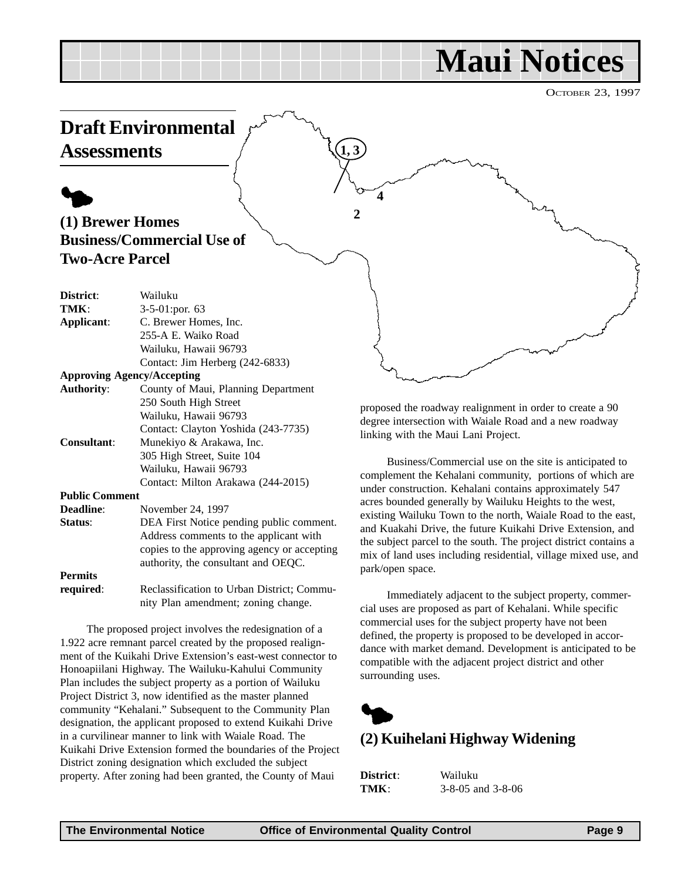# Maui Notices

OCTOBER 23, 1997

## Draft Environmental Assessments

### (1) Brewer Homes Business/Commercial Use of Two-Acre Parcel

**District**: Wailuku
**TMK**: 3-5-01:por. 63
**Applicant**: C. Brewer Homes, Inc.
255-A E. Waiko Road
Wailuku, Hawaii 96793
Contact: Jim Herberg (242-6833)

**Approving Agency/Accepting Authority**: County of Maui, Planning Department
250 South High Street
Wailuku, Hawaii 96793
Contact: Clayton Yoshida (243-7735)

**Consultant**: Munekiyo & Arakawa, Inc.
305 High Street, Suite 104
Wailuku, Hawaii 96793
Contact: Milton Arakawa (244-2015)

**Public Comment Deadline**: November 24, 1997

**Status**: DEA First Notice pending public comment. Address comments to the applicant with copies to the approving agency or accepting authority, the consultant and OEQC.

**Permits required**: Reclassification to Urban District; Community Plan amendment; zoning change.

The proposed project involves the redesignation of a 1.922 acre remnant parcel created by the proposed realignment of the Kuikahi Drive Extension's east-west connector to Honoapiilani Highway. The Wailuku-Kahului Community Plan includes the subject property as a portion of Wailuku Project District 3, now identified as the master planned community "Kehalani." Subsequent to the Community Plan designation, the applicant proposed to extend Kuikahi Drive in a curvilinear manner to link with Waiale Road. The Kuikahi Drive Extension formed the boundaries of the Project District zoning designation which excluded the subject property. After zoning had been granted, the County of Maui proposed the roadway realignment in order to create a 90 degree intersection with Waiale Road and a new roadway linking with the Maui Lani Project.

Business/Commercial use on the site is anticipated to complement the Kehalani community, portions of which are under construction. Kehalani contains approximately 547 acres bounded generally by Wailuku Heights to the west, existing Wailuku Town to the north, Waiale Road to the east, and Kuakahi Drive, the future Kuikahi Drive Extension, and the subject parcel to the south. The project district contains a mix of land uses including residential, village mixed use, and park/open space.

Immediately adjacent to the subject property, commercial uses are proposed as part of Kehalani. While specific commercial uses for the subject property have not been defined, the property is proposed to be developed in accordance with market demand. Development is anticipated to be compatible with the adjacent project district and other surrounding uses.

### (2) Kuihelani Highway Widening

**District**: Wailuku
**TMK**: 3-8-05 and 3-8-06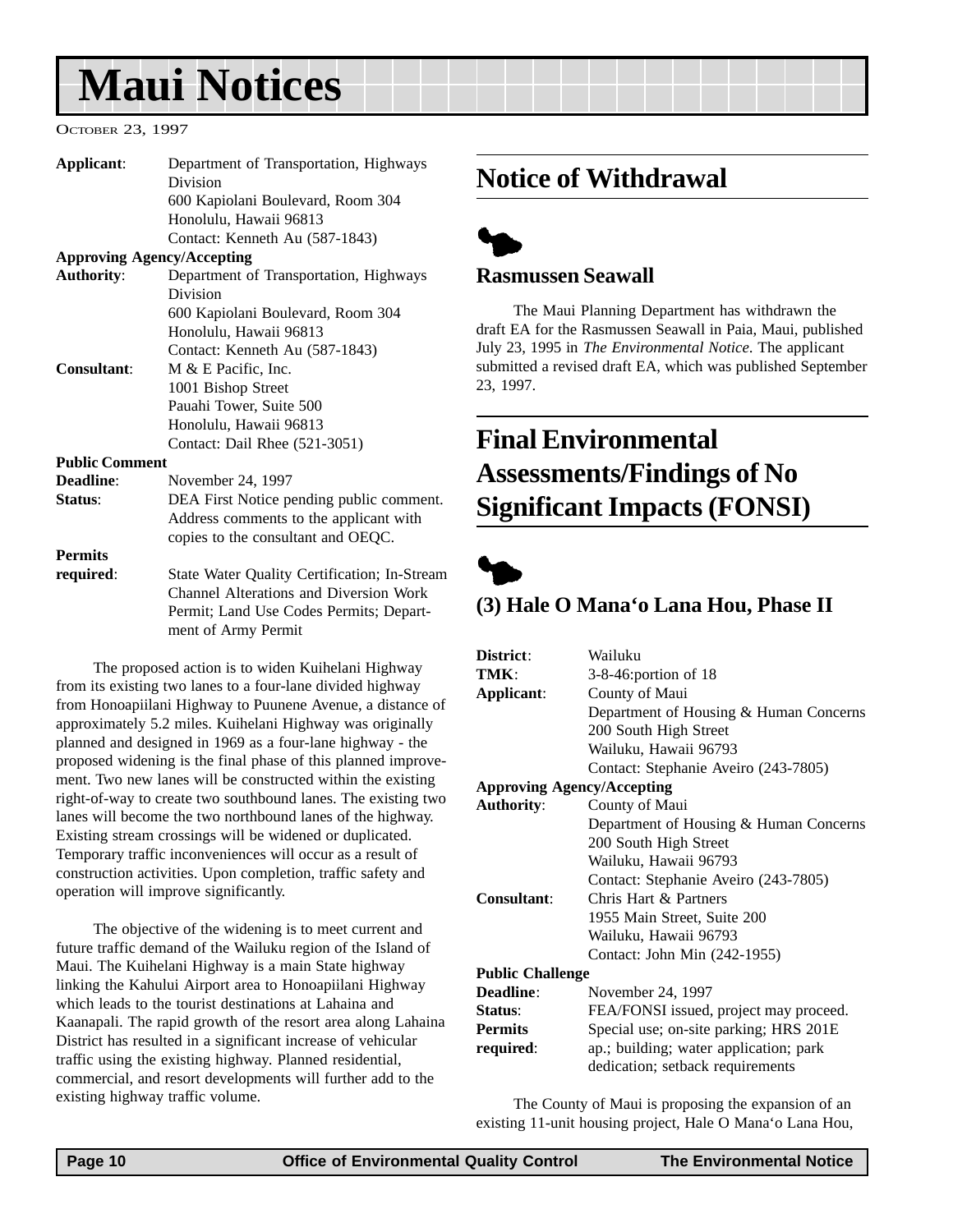# Maui Notices

October 23, 1997

**Applicant**: Department of Transportation, Highways Division
600 Kapiolani Boulevard, Room 304
Honolulu, Hawaii 96813
Contact: Kenneth Au (587-1843)

**Approving Agency/Accepting Authority**: Department of Transportation, Highways Division
600 Kapiolani Boulevard, Room 304
Honolulu, Hawaii 96813
Contact: Kenneth Au (587-1843)

**Consultant**: M & E Pacific, Inc.
1001 Bishop Street
Pauahi Tower, Suite 500
Honolulu, Hawaii 96813
Contact: Dail Rhee (521-3051)

**Public Comment Deadline**: November 24, 1997

**Status**: DEA First Notice pending public comment. Address comments to the applicant with copies to the consultant and OEQC.

**Permits required**: State Water Quality Certification; In-Stream Channel Alterations and Diversion Work Permit; Land Use Codes Permits; Department of Army Permit

The proposed action is to widen Kuihelani Highway from its existing two lanes to a four-lane divided highway from Honoapiilani Highway to Puunene Avenue, a distance of approximately 5.2 miles. Kuihelani Highway was originally planned and designed in 1969 as a four-lane highway - the proposed widening is the final phase of this planned improvement. Two new lanes will be constructed within the existing right-of-way to create two southbound lanes. The existing two lanes will become the two northbound lanes of the highway. Existing stream crossings will be widened or duplicated. Temporary traffic inconveniences will occur as a result of construction activities. Upon completion, traffic safety and operation will improve significantly.

The objective of the widening is to meet current and future traffic demand of the Wailuku region of the Island of Maui. The Kuihelani Highway is a main State highway linking the Kahului Airport area to Honoapiilani Highway which leads to the tourist destinations at Lahaina and Kaanapali. The rapid growth of the resort area along Lahaina District has resulted in a significant increase of vehicular traffic using the existing highway. Planned residential, commercial, and resort developments will further add to the existing highway traffic volume.

## Notice of Withdrawal

### Rasmussen Seawall

The Maui Planning Department has withdrawn the draft EA for the Rasmussen Seawall in Paia, Maui, published July 23, 1995 in *The Environmental Notice*. The applicant submitted a revised draft EA, which was published September 23, 1997.

## Final Environmental Assessments/Findings of No Significant Impacts (FONSI)

### (3) Hale O Mana'o Lana Hou, Phase II

**District**: Wailuku

**TMK**: 3-8-46:portion of 18

**Applicant**: County of Maui
Department of Housing & Human Concerns
200 South High Street
Wailuku, Hawaii 96793
Contact: Stephanie Aveiro (243-7805)

**Approving Agency/Accepting Authority**: County of Maui
Department of Housing & Human Concerns
200 South High Street
Wailuku, Hawaii 96793
Contact: Stephanie Aveiro (243-7805)

**Consultant**: Chris Hart & Partners
1955 Main Street, Suite 200
Wailuku, Hawaii 96793
Contact: John Min (242-1955)

**Public Challenge Deadline**: November 24, 1997

**Status**: FEA/FONSI issued, project may proceed.

**Permits required**: Special use; on-site parking; HRS 201E ap.; building; water application; park dedication; setback requirements

The County of Maui is proposing the expansion of an existing 11-unit housing project, Hale O Mana'o Lana Hou,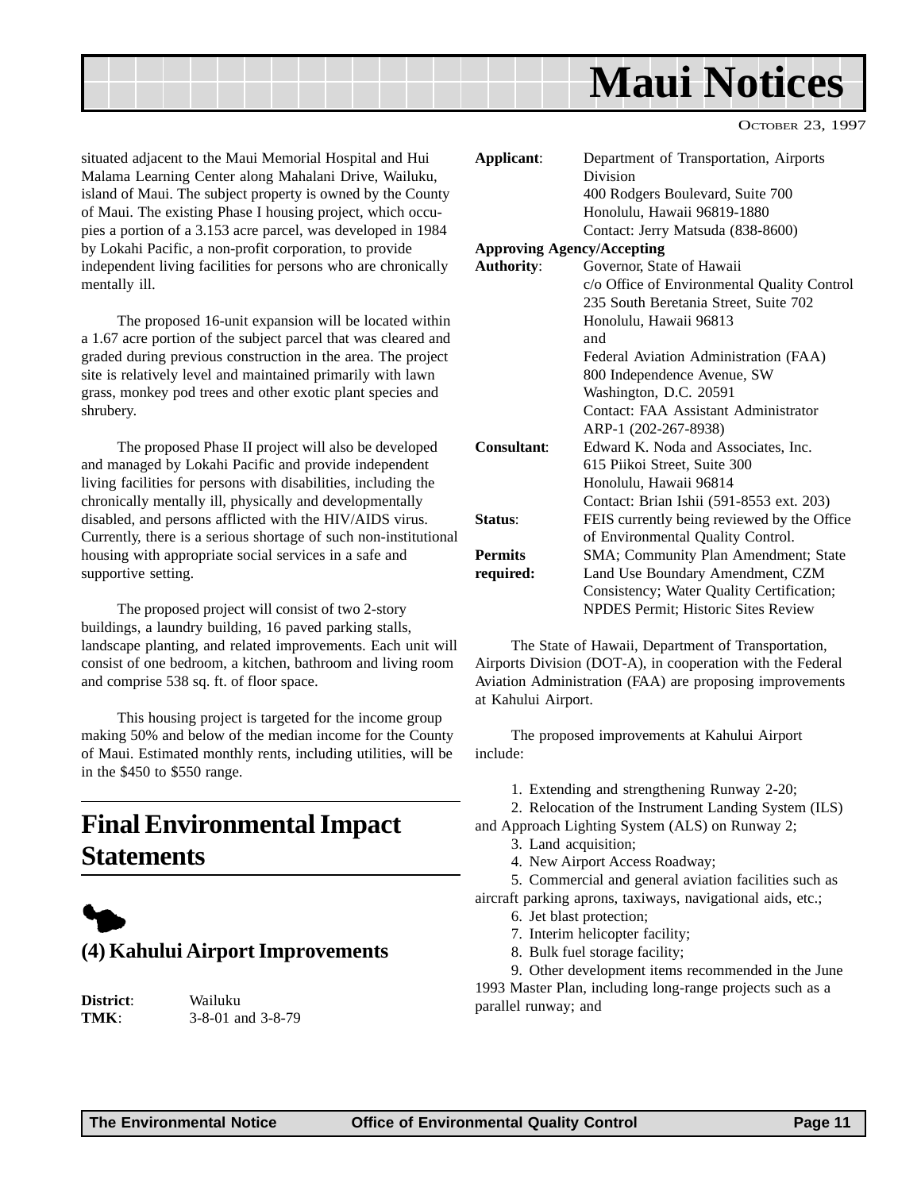situated adjacent to the Maui Memorial Hospital and Hui Malama Learning Center along Mahalani Drive, Wailuku, island of Maui. The subject property is owned by the County of Maui. The existing Phase I housing project, which occupies a portion of a 3.153 acre parcel, was developed in 1984 by Lokahi Pacific, a non-profit corporation, to provide independent living facilities for persons who are chronically mentally ill.

The proposed 16-unit expansion will be located within a 1.67 acre portion of the subject parcel that was cleared and graded during previous construction in the area. The project site is relatively level and maintained primarily with lawn grass, monkey pod trees and other exotic plant species and shrubery.

The proposed Phase II project will also be developed and managed by Lokahi Pacific and provide independent living facilities for persons with disabilities, including the chronically mentally ill, physically and developmentally disabled, and persons afflicted with the HIV/AIDS virus. Currently, there is a serious shortage of such non-institutional housing with appropriate social services in a safe and supportive setting.

The proposed project will consist of two 2-story buildings, a laundry building, 16 paved parking stalls, landscape planting, and related improvements. Each unit will consist of one bedroom, a kitchen, bathroom and living room and comprise 538 sq. ft. of floor space.

This housing project is targeted for the income group making 50% and below of the median income for the County of Maui. Estimated monthly rents, including utilities, will be in the $450 to $550 range.

## Final Environmental Impact Statements

### (4) Kahului Airport Improvements

**District**: Wailuku
**TMK**: 3-8-01 and 3-8-79

**Applicant**: Department of Transportation, Airports Division
400 Rodgers Boulevard, Suite 700
Honolulu, Hawaii 96819-1880
Contact: Jerry Matsuda (838-8600)

**Approving Agency/Accepting Authority**: Governor, State of Hawaii
c/o Office of Environmental Quality Control
235 South Beretania Street, Suite 702
Honolulu, Hawaii 96813
and
Federal Aviation Administration (FAA)
800 Independence Avenue, SW
Washington, D.C. 20591
Contact: FAA Assistant Administrator ARP-1 (202-267-8938)

**Consultant**: Edward K. Noda and Associates, Inc.
615 Piikoi Street, Suite 300
Honolulu, Hawaii 96814
Contact: Brian Ishii (591-8553 ext. 203)

**Status**: FEIS currently being reviewed by the Office of Environmental Quality Control.

**Permits required:** SMA; Community Plan Amendment; State Land Use Boundary Amendment, CZM Consistency; Water Quality Certification; NPDES Permit; Historic Sites Review

The State of Hawaii, Department of Transportation, Airports Division (DOT-A), in cooperation with the Federal Aviation Administration (FAA) are proposing improvements at Kahului Airport.

The proposed improvements at Kahului Airport include:

1. Extending and strengthening Runway 2-20;
2. Relocation of the Instrument Landing System (ILS) and Approach Lighting System (ALS) on Runway 2;
3. Land acquisition;
4. New Airport Access Roadway;
5. Commercial and general aviation facilities such as aircraft parking aprons, taxiways, navigational aids, etc.;
6. Jet blast protection;
7. Interim helicopter facility;
8. Bulk fuel storage facility;
9. Other development items recommended in the June 1993 Master Plan, including long-range projects such as a parallel runway; and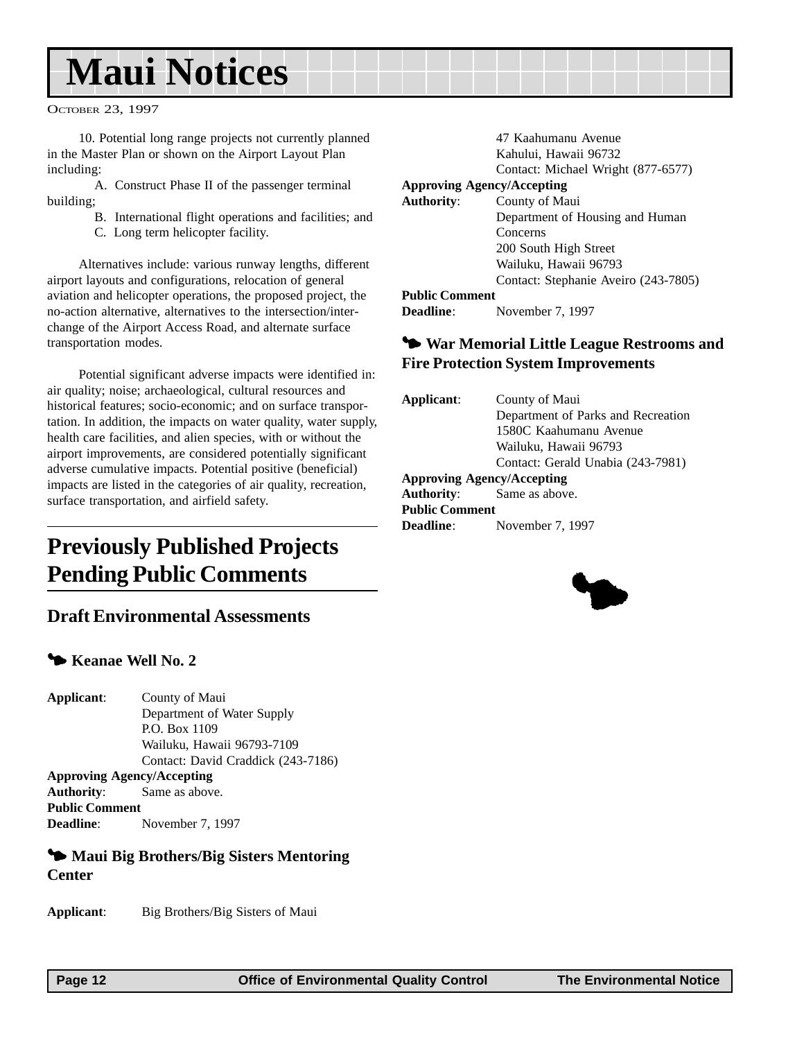# Maui Notices

OCTOBER 23, 1997

10. Potential long range projects not currently planned in the Master Plan or shown on the Airport Layout Plan including:

A. Construct Phase II of the passenger terminal building;

B. International flight operations and facilities; and

C. Long term helicopter facility.

Alternatives include: various runway lengths, different airport layouts and configurations, relocation of general aviation and helicopter operations, the proposed project, the no-action alternative, alternatives to the intersection/interchange of the Airport Access Road, and alternate surface transportation modes.

Potential significant adverse impacts were identified in: air quality; noise; archaeological, cultural resources and historical features; socio-economic; and on surface transportation. In addition, the impacts on water quality, water supply, health care facilities, and alien species, with or without the airport improvements, are considered potentially significant adverse cumulative impacts. Potential positive (beneficial) impacts are listed in the categories of air quality, recreation, surface transportation, and airfield safety.

## Previously Published Projects Pending Public Comments

### Draft Environmental Assessments

#### Keanae Well No. 2

**Applicant**: County of Maui
Department of Water Supply
P.O. Box 1109
Wailuku, Hawaii 96793-7109
Contact: David Craddick (243-7186)

**Approving Agency/Accepting Authority**: Same as above.

**Public Comment Deadline**: November 7, 1997

#### Maui Big Brothers/Big Sisters Mentoring Center

**Applicant**: Big Brothers/Big Sisters of Maui
47 Kaahumanu Avenue
Kahului, Hawaii 96732
Contact: Michael Wright (877-6577)

**Approving Agency/Accepting Authority**: County of Maui
Department of Housing and Human Concerns
200 South High Street
Wailuku, Hawaii 96793
Contact: Stephanie Aveiro (243-7805)

**Public Comment Deadline**: November 7, 1997

#### War Memorial Little League Restrooms and Fire Protection System Improvements

**Applicant**: County of Maui
Department of Parks and Recreation
1580C Kaahumanu Avenue
Wailuku, Hawaii 96793
Contact: Gerald Unabia (243-7981)

**Approving Agency/Accepting Authority**: Same as above.

**Public Comment Deadline**: November 7, 1997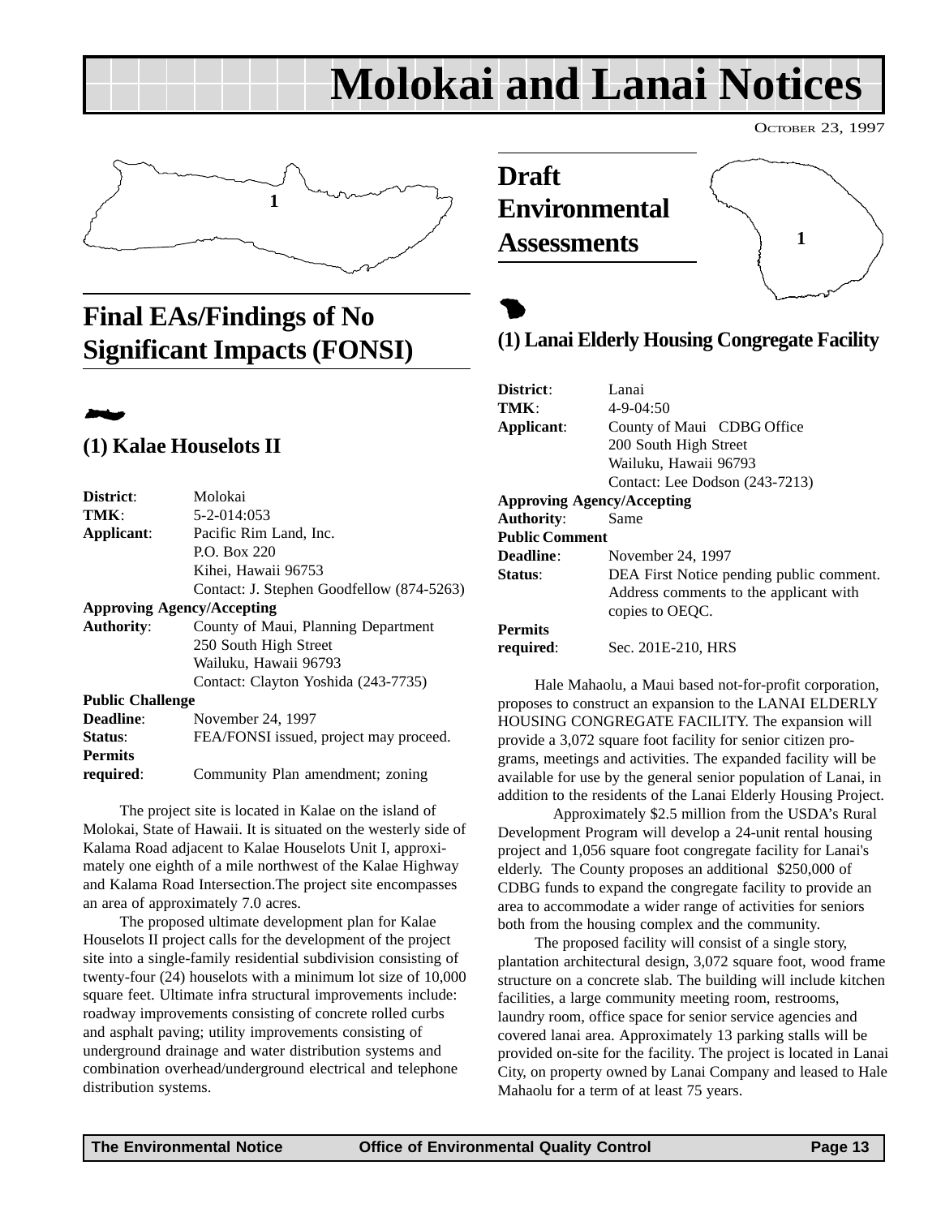# Molokai and Lanai Notices

OCTOBER 23, 1997

## Final EAs/Findings of No Significant Impacts (FONSI)

### (1) Kalae Houselots II

**District**: Molokai
**TMK**: 5-2-014:053
**Applicant**: Pacific Rim Land, Inc.
P.O. Box 220
Kihei, Hawaii 96753
Contact: J. Stephen Goodfellow (874-5263)
**Approving Agency/Accepting Authority**: County of Maui, Planning Department
250 South High Street
Wailuku, Hawaii 96793
Contact: Clayton Yoshida (243-7735)
**Public Challenge Deadline**: November 24, 1997
**Status**: FEA/FONSI issued, project may proceed.
**Permits required**: Community Plan amendment; zoning

The project site is located in Kalae on the island of Molokai, State of Hawaii. It is situated on the westerly side of Kalama Road adjacent to Kalae Houselots Unit I, approximately one eighth of a mile northwest of the Kalae Highway and Kalama Road Intersection.The project site encompasses an area of approximately 7.0 acres.

The proposed ultimate development plan for Kalae Houselots II project calls for the development of the project site into a single-family residential subdivision consisting of twenty-four (24) houselots with a minimum lot size of 10,000 square feet. Ultimate infra structural improvements include: roadway improvements consisting of concrete rolled curbs and asphalt paving; utility improvements consisting of underground drainage and water distribution systems and combination overhead/underground electrical and telephone distribution systems.

## Draft Environmental Assessments

### (1) Lanai Elderly Housing Congregate Facility

**District**: Lanai
**TMK**: 4-9-04:50
**Applicant**: County of Maui CDBG Office
200 South High Street
Wailuku, Hawaii 96793
Contact: Lee Dodson (243-7213)
**Approving Agency/Accepting Authority**: Same
**Public Comment Deadline**: November 24, 1997
**Status**: DEA First Notice pending public comment. Address comments to the applicant with copies to OEQC.
**Permits required**: Sec. 201E-210, HRS

Hale Mahaolu, a Maui based not-for-profit corporation, proposes to construct an expansion to the LANAI ELDERLY HOUSING CONGREGATE FACILITY. The expansion will provide a 3,072 square foot facility for senior citizen programs, meetings and activities. The expanded facility will be available for use by the general senior population of Lanai, in addition to the residents of the Lanai Elderly Housing Project.

Approximately $2.5 million from the USDA's Rural Development Program will develop a 24-unit rental housing project and 1,056 square foot congregate facility for Lanai's elderly. The County proposes an additional $250,000 of CDBG funds to expand the congregate facility to provide an area to accommodate a wider range of activities for seniors both from the housing complex and the community.

The proposed facility will consist of a single story, plantation architectural design, 3,072 square foot, wood frame structure on a concrete slab. The building will include kitchen facilities, a large community meeting room, restrooms, laundry room, office space for senior service agencies and covered lanai area. Approximately 13 parking stalls will be provided on-site for the facility. The project is located in Lanai City, on property owned by Lanai Company and leased to Hale Mahaolu for a term of at least 75 years.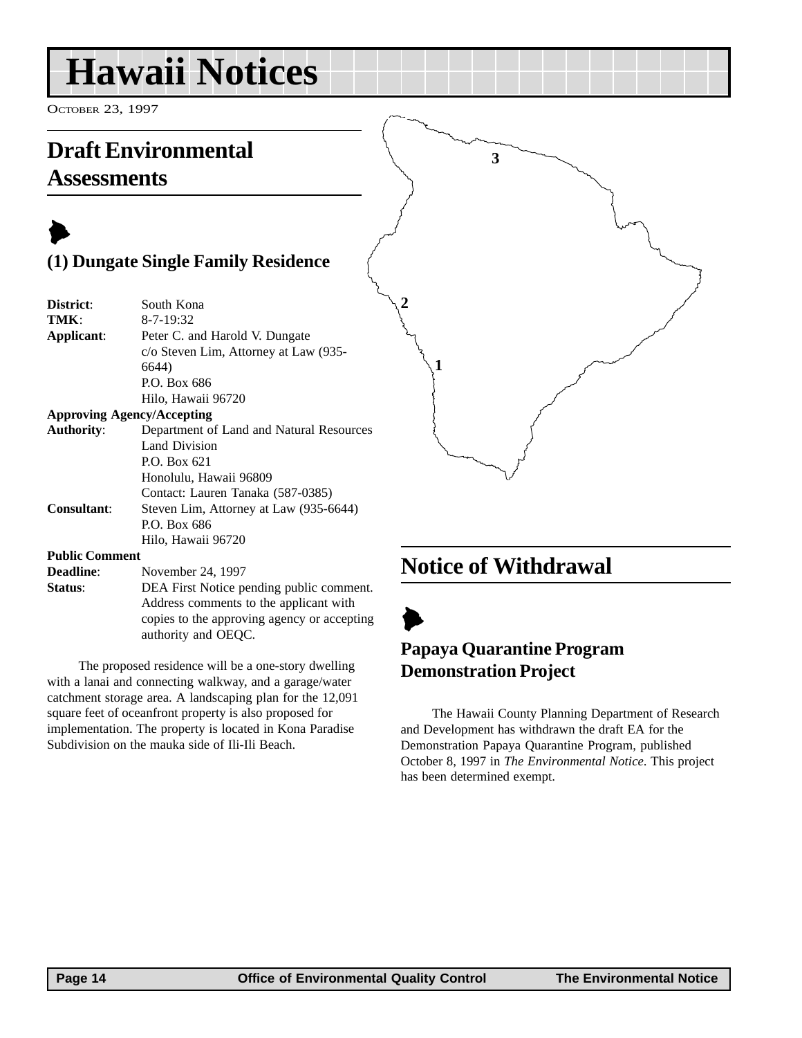# Hawaii Notices

OCTOBER 23, 1997

## Draft Environmental Assessments

### (1) Dungate Single Family Residence

**District**: South Kona
**TMK**: 8-7-19:32
**Applicant**: Peter C. and Harold V. Dungate
c/o Steven Lim, Attorney at Law (935-6644)
P.O. Box 686
Hilo, Hawaii 96720
**Approving Agency/Accepting Authority**: Department of Land and Natural Resources
Land Division
P.O. Box 621
Honolulu, Hawaii 96809
Contact: Lauren Tanaka (587-0385)
**Consultant**: Steven Lim, Attorney at Law (935-6644)
P.O. Box 686
Hilo, Hawaii 96720
**Public Comment Deadline**: November 24, 1997
**Status**: DEA First Notice pending public comment. Address comments to the applicant with copies to the approving agency or accepting authority and OEQC.

The proposed residence will be a one-story dwelling with a lanai and connecting walkway, and a garage/water catchment storage area. A landscaping plan for the 12,091 square feet of oceanfront property is also proposed for implementation. The property is located in Kona Paradise Subdivision on the mauka side of Ili-Ili Beach.

## Notice of Withdrawal

### Papaya Quarantine Program Demonstration Project

The Hawaii County Planning Department of Research and Development has withdrawn the draft EA for the Demonstration Papaya Quarantine Program, published October 8, 1997 in *The Environmental Notice*. This project has been determined exempt.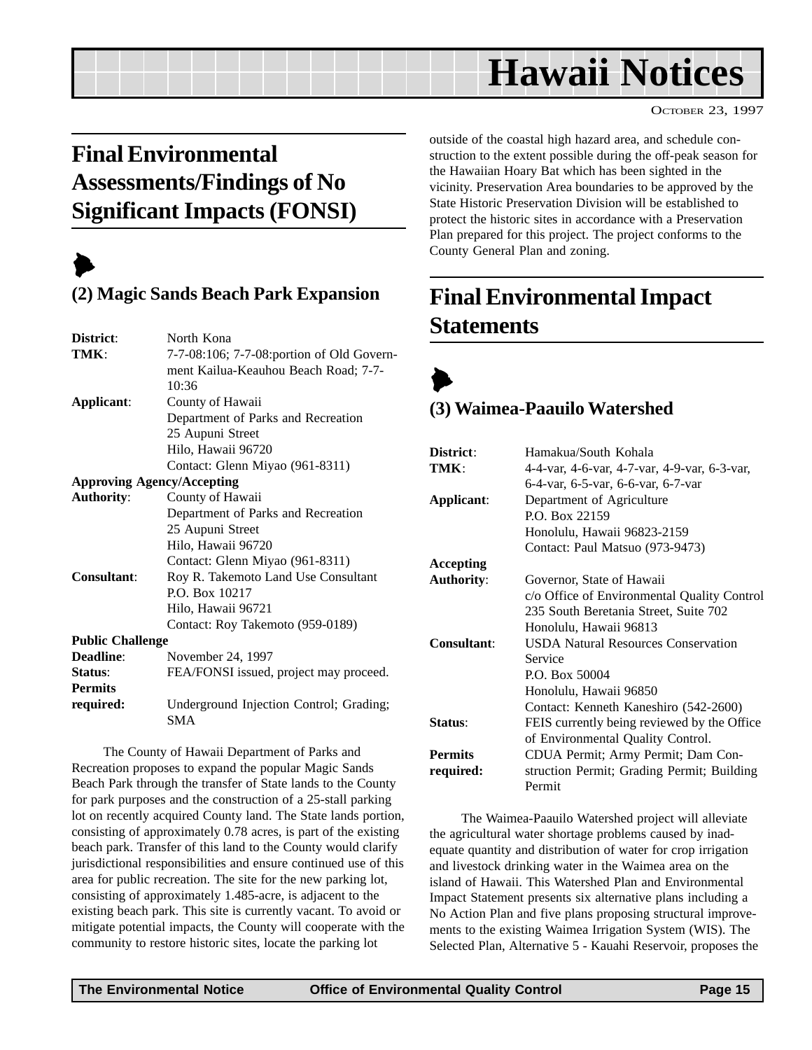# Hawaii Notices

OCTOBER 23, 1997

## Final Environmental Assessments/Findings of No Significant Impacts (FONSI)

### (2) Magic Sands Beach Park Expansion

| | |
|---|---|
| **District**: | North Kona |
| **TMK**: | 7-7-08:106; 7-7-08:portion of Old Government Kailua-Keauhou Beach Road; 7-7-10:36 |
| **Applicant**: | County of Hawaii<br>Department of Parks and Recreation<br>25 Aupuni Street<br>Hilo, Hawaii 96720<br>Contact: Glenn Miyao (961-8311) |
| **Approving Agency/Accepting Authority**: | County of Hawaii<br>Department of Parks and Recreation<br>25 Aupuni Street<br>Hilo, Hawaii 96720<br>Contact: Glenn Miyao (961-8311) |
| **Consultant**: | Roy R. Takemoto Land Use Consultant<br>P.O. Box 10217<br>Hilo, Hawaii 96721<br>Contact: Roy Takemoto (959-0189) |
| **Public Challenge Deadline**: | November 24, 1997 |
| **Status**: | FEA/FONSI issued, project may proceed. |
| **Permits required:** | Underground Injection Control; Grading; SMA |

The County of Hawaii Department of Parks and Recreation proposes to expand the popular Magic Sands Beach Park through the transfer of State lands to the County for park purposes and the construction of a 25-stall parking lot on recently acquired County land. The State lands portion, consisting of approximately 0.78 acres, is part of the existing beach park. Transfer of this land to the County would clarify jurisdictional responsibilities and ensure continued use of this area for public recreation. The site for the new parking lot, consisting of approximately 1.485-acre, is adjacent to the existing beach park. This site is currently vacant. To avoid or mitigate potential impacts, the County will cooperate with the community to restore historic sites, locate the parking lot outside of the coastal high hazard area, and schedule construction to the extent possible during the off-peak season for the Hawaiian Hoary Bat which has been sighted in the vicinity. Preservation Area boundaries to be approved by the State Historic Preservation Division will be established to protect the historic sites in accordance with a Preservation Plan prepared for this project. The project conforms to the County General Plan and zoning.

## Final Environmental Impact Statements

### (3) Waimea-Paauilo Watershed

| | |
|---|---|
| **District**: | Hamakua/South Kohala |
| **TMK**: | 4-4-var, 4-6-var, 4-7-var, 4-9-var, 6-3-var, 6-4-var, 6-5-var, 6-6-var, 6-7-var |
| **Applicant**: | Department of Agriculture<br>P.O. Box 22159<br>Honolulu, Hawaii 96823-2159<br>Contact: Paul Matsuo (973-9473) |
| **Accepting Authority**: | Governor, State of Hawaii<br>c/o Office of Environmental Quality Control<br>235 South Beretania Street, Suite 702<br>Honolulu, Hawaii 96813 |
| **Consultant**: | USDA Natural Resources Conservation Service<br>P.O. Box 50004<br>Honolulu, Hawaii 96850<br>Contact: Kenneth Kaneshiro (542-2600) |
| **Status**: | FEIS currently being reviewed by the Office of Environmental Quality Control. |
| **Permits required:** | CDUA Permit; Army Permit; Dam Construction Permit; Grading Permit; Building Permit |

The Waimea-Paauilo Watershed project will alleviate the agricultural water shortage problems caused by inadequate quantity and distribution of water for crop irrigation and livestock drinking water in the Waimea area on the island of Hawaii. This Watershed Plan and Environmental Impact Statement presents six alternative plans including a No Action Plan and five plans proposing structural improvements to the existing Waimea Irrigation System (WIS). The Selected Plan, Alternative 5 - Kauahi Reservoir, proposes the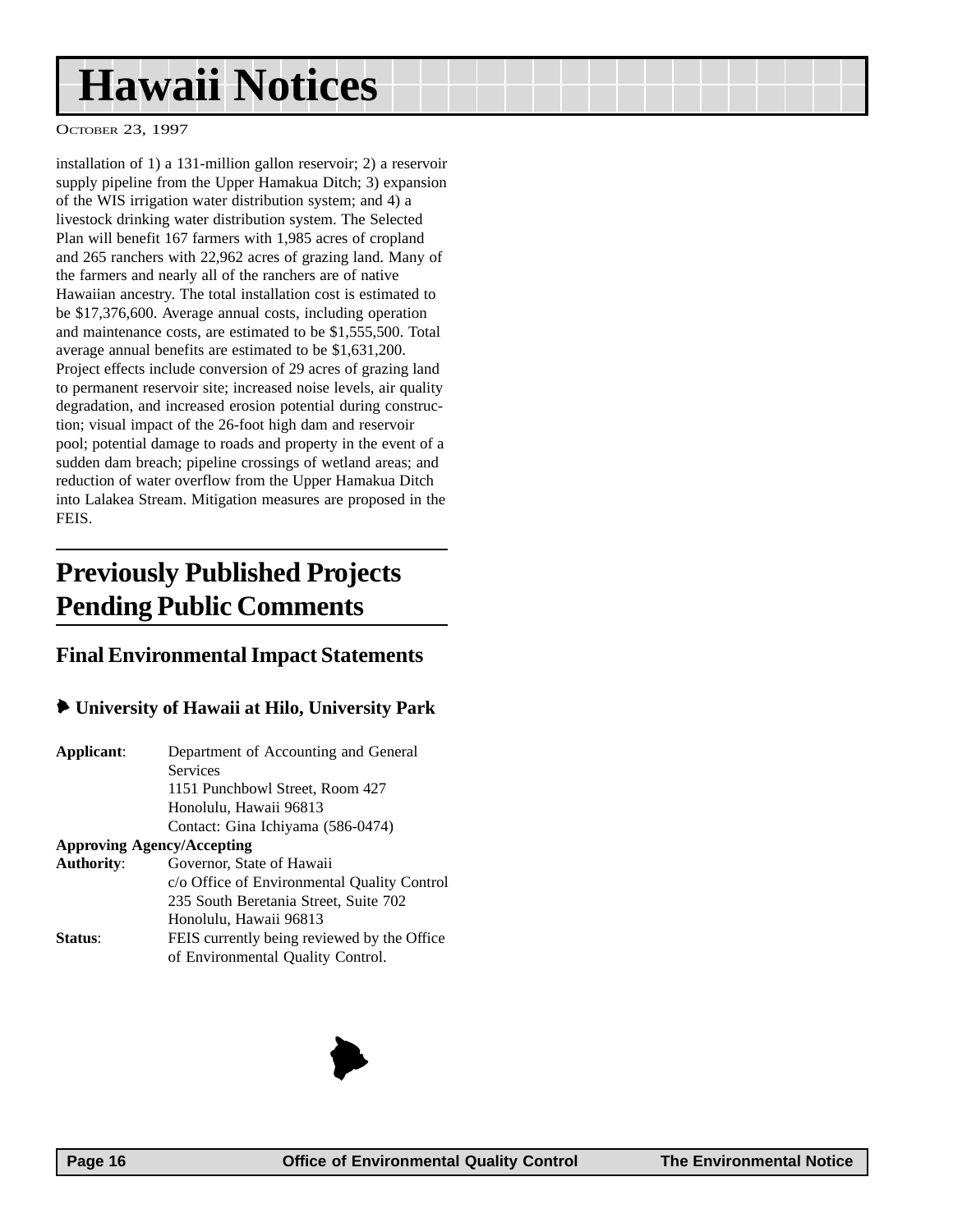installation of 1) a 131-million gallon reservoir; 2) a reservoir supply pipeline from the Upper Hamakua Ditch; 3) expansion of the WIS irrigation water distribution system; and 4) a livestock drinking water distribution system. The Selected Plan will benefit 167 farmers with 1,985 acres of cropland and 265 ranchers with 22,962 acres of grazing land. Many of the farmers and nearly all of the ranchers are of native Hawaiian ancestry. The total installation cost is estimated to be $17,376,600. Average annual costs, including operation and maintenance costs, are estimated to be $1,555,500. Total average annual benefits are estimated to be $1,631,200. Project effects include conversion of 29 acres of grazing land to permanent reservoir site; increased noise levels, air quality degradation, and increased erosion potential during construction; visual impact of the 26-foot high dam and reservoir pool; potential damage to roads and property in the event of a sudden dam breach; pipeline crossings of wetland areas; and reduction of water overflow from the Upper Hamakua Ditch into Lalakea Stream. Mitigation measures are proposed in the FEIS.

## Previously Published Projects Pending Public Comments

### Final Environmental Impact Statements

#### University of Hawaii at Hilo, University Park

**Applicant**: Department of Accounting and General Services
1151 Punchbowl Street, Room 427
Honolulu, Hawaii 96813
Contact: Gina Ichiyama (586-0474)

**Approving Agency/Accepting Authority**: Governor, State of Hawaii
c/o Office of Environmental Quality Control
235 South Beretania Street, Suite 702
Honolulu, Hawaii 96813

**Status**: FEIS currently being reviewed by the Office of Environmental Quality Control.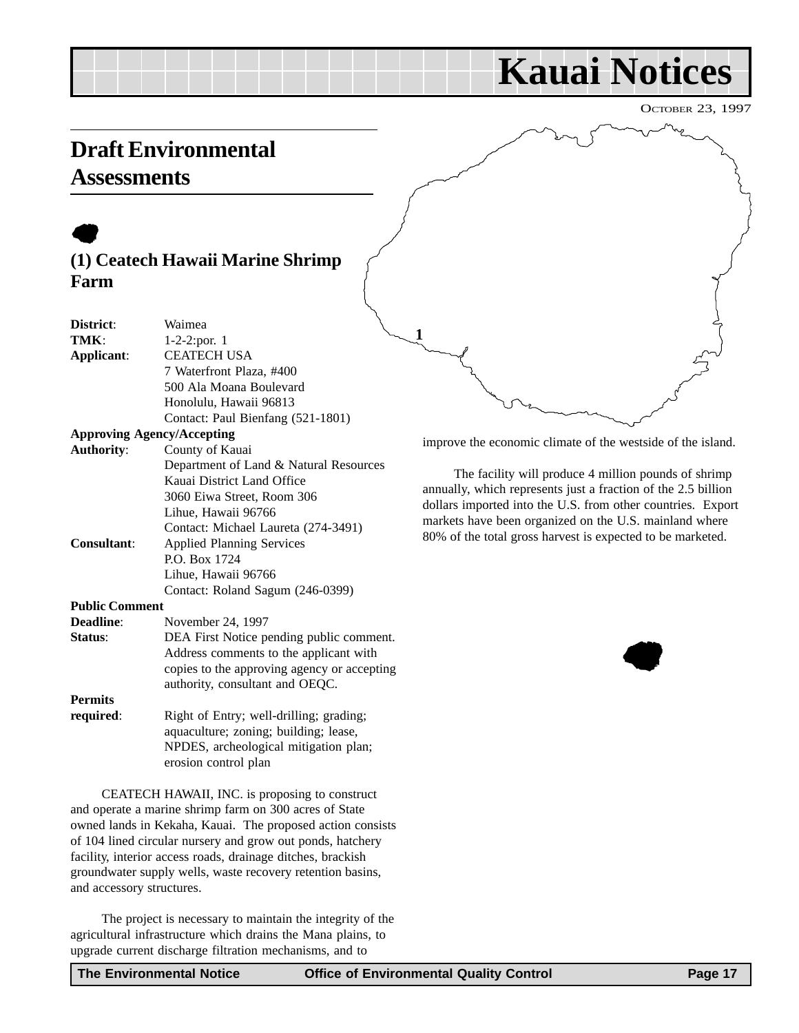# Kauai Notices

OCTOBER 23, 1997

## Draft Environmental Assessments

### (1) Ceatech Hawaii Marine Shrimp Farm

**District**: Waimea
**TMK**: 1-2-2:por. 1
**Applicant**: CEATECH USA
7 Waterfront Plaza, #400
500 Ala Moana Boulevard
Honolulu, Hawaii 96813
Contact: Paul Bienfang (521-1801)

**Approving Agency/Accepting Authority**: County of Kauai
Department of Land & Natural Resources
Kauai District Land Office
3060 Eiwa Street, Room 306
Lihue, Hawaii 96766
Contact: Michael Laureta (274-3491)

**Consultant**: Applied Planning Services
P.O. Box 1724
Lihue, Hawaii 96766
Contact: Roland Sagum (246-0399)

**Public Comment Deadline**: November 24, 1997

**Status**: DEA First Notice pending public comment. Address comments to the applicant with copies to the approving agency or accepting authority, consultant and OEQC.

**Permits required**: Right of Entry; well-drilling; grading; aquaculture; zoning; building; lease, NPDES, archeological mitigation plan; erosion control plan

CEATECH HAWAII, INC. is proposing to construct and operate a marine shrimp farm on 300 acres of State owned lands in Kekaha, Kauai. The proposed action consists of 104 lined circular nursery and grow out ponds, hatchery facility, interior access roads, drainage ditches, brackish groundwater supply wells, waste recovery retention basins, and accessory structures.

The project is necessary to maintain the integrity of the agricultural infrastructure which drains the Mana plains, to upgrade current discharge filtration mechanisms, and to improve the economic climate of the westside of the island.

The facility will produce 4 million pounds of shrimp annually, which represents just a fraction of the 2.5 billion dollars imported into the U.S. from other countries. Export markets have been organized on the U.S. mainland where 80% of the total gross harvest is expected to be marketed.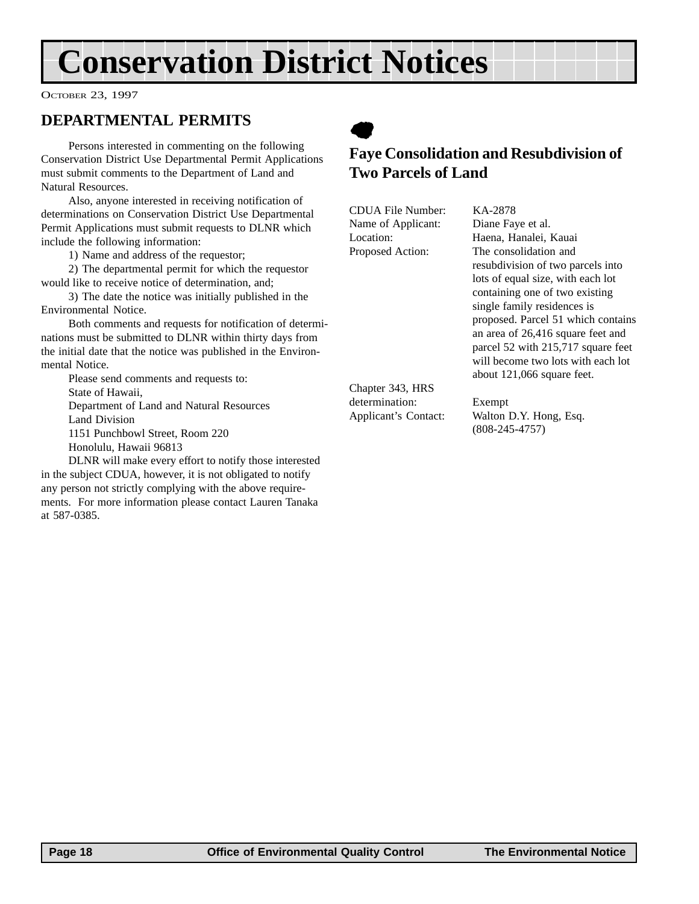# Conservation District Notices

OCTOBER 23, 1997

## DEPARTMENTAL PERMITS

Persons interested in commenting on the following Conservation District Use Departmental Permit Applications must submit comments to the Department of Land and Natural Resources.

Also, anyone interested in receiving notification of determinations on Conservation District Use Departmental Permit Applications must submit requests to DLNR which include the following information:

1) Name and address of the requestor;

2) The departmental permit for which the requestor would like to receive notice of determination, and;

3) The date the notice was initially published in the Environmental Notice.

Both comments and requests for notification of determinations must be submitted to DLNR within thirty days from the initial date that the notice was published in the Environmental Notice.

Please send comments and requests to:
State of Hawaii,
Department of Land and Natural Resources
Land Division
1151 Punchbowl Street, Room 220
Honolulu, Hawaii 96813

DLNR will make every effort to notify those interested in the subject CDUA, however, it is not obligated to notify any person not strictly complying with the above requirements. For more information please contact Lauren Tanaka at 587-0385.

### Faye Consolidation and Resubdivision of Two Parcels of Land

| | |
|---|---|
| CDUA File Number: | KA-2878 |
| Name of Applicant: | Diane Faye et al. |
| Location: | Haena, Hanalei, Kauai |
| Proposed Action: | The consolidation and resubdivision of two parcels into lots of equal size, with each lot containing one of two existing single family residences is proposed. Parcel 51 which contains an area of 26,416 square feet and parcel 52 with 215,717 square feet will become two lots with each lot about 121,066 square feet. |
| Chapter 343, HRS determination: | Exempt |
| Applicant's Contact: | Walton D.Y. Hong, Esq. (808-245-4757) |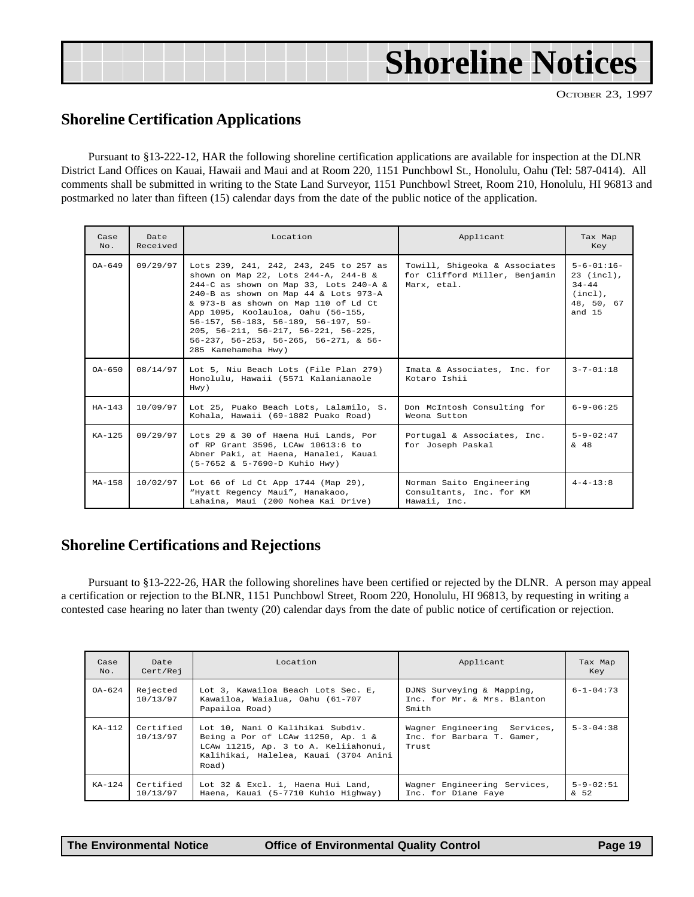# Shoreline Notices

October 23, 1997

## Shoreline Certification Applications

Pursuant to §13-222-12, HAR the following shoreline certification applications are available for inspection at the DLNR District Land Offices on Kauai, Hawaii and Maui and at Room 220, 1151 Punchbowl St., Honolulu, Oahu (Tel: 587-0414). All comments shall be submitted in writing to the State Land Surveyor, 1151 Punchbowl Street, Room 210, Honolulu, HI 96813 and postmarked no later than fifteen (15) calendar days from the date of the public notice of the application.

| Case No. | Date Received | Location | Applicant | Tax Map Key |
|---|---|---|---|---|
| OA-649 | 09/29/97 | Lots 239, 241, 242, 243, 245 to 257 as shown on Map 22, Lots 244-A, 244-B & 244-C as shown on Map 33, Lots 240-A & 240-B as shown on Map 44 & Lots 973-A & 973-B as shown on Map 110 of Ld Ct App 1095, Koolauloa, Oahu (56-155, 56-157, 56-183, 56-189, 56-197, 59-205, 56-211, 56-217, 56-221, 56-225, 56-237, 56-253, 56-265, 56-271, & 56-285 Kamehameha Hwy) | Towill, Shigeoka & Associates for Clifford Miller, Benjamin Marx, etal. | 5-6-01:16-23 (incl), 34-44 (incl), 48, 50, 67 and 15 |
| OA-650 | 08/14/97 | Lot 5, Niu Beach Lots (File Plan 279) Honolulu, Hawaii (5571 Kalanianaole Hwy) | Imata & Associates, Inc. for Kotaro Ishii | 3-7-01:18 |
| HA-143 | 10/09/97 | Lot 25, Puako Beach Lots, Lalamilo, S. Kohala, Hawaii (69-1882 Puako Road) | Don McIntosh Consulting for Weona Sutton | 6-9-06:25 |
| KA-125 | 09/29/97 | Lots 29 & 30 of Haena Hui Lands, Por of RP Grant 3596, LCAw 10613:6 to Abner Paki, at Haena, Hanalei, Kauai (5-7652 & 5-7690-D Kuhio Hwy) | Portugal & Associates, Inc. for Joseph Paskal | 5-9-02:47 & 48 |
| MA-158 | 10/02/97 | Lot 66 of Ld Ct App 1744 (Map 29), "Hyatt Regency Maui", Hanakaoo, Lahaina, Maui (200 Nohea Kai Drive) | Norman Saito Engineering Consultants, Inc. for KM Hawaii, Inc. | 4-4-13:8 |

## Shoreline Certifications and Rejections

Pursuant to §13-222-26, HAR the following shorelines have been certified or rejected by the DLNR. A person may appeal a certification or rejection to the BLNR, 1151 Punchbowl Street, Room 220, Honolulu, HI 96813, by requesting in writing a contested case hearing no later than twenty (20) calendar days from the date of public notice of certification or rejection.

| Case No. | Date Cert/Rej | Location | Applicant | Tax Map Key |
|---|---|---|---|---|
| OA-624 | Rejected 10/13/97 | Lot 3, Kawailoa Beach Lots Sec. E, Kawailoa, Waialua, Oahu (61-707 Papailoa Road) | DJNS Surveying & Mapping, Inc. for Mr. & Mrs. Blanton Smith | 6-1-04:73 |
| KA-112 | Certified 10/13/97 | Lot 10, Nani O Kalihikai Subdiv. Being a Por of LCAw 11250, Ap. 1 & LCAw 11215, Ap. 3 to A. Keliiahonui, Kalihikai, Halelea, Kauai (3704 Anini Road) | Wagner Engineering Services, Inc. for Barbara T. Gamer, Trust | 5-3-04:38 |
| KA-124 | Certified 10/13/97 | Lot 32 & Excl. 1, Haena Hui Land, Haena, Kauai (5-7710 Kuhio Highway) | Wagner Engineering Services, Inc. for Diane Faye | 5-9-02:51 & 52 |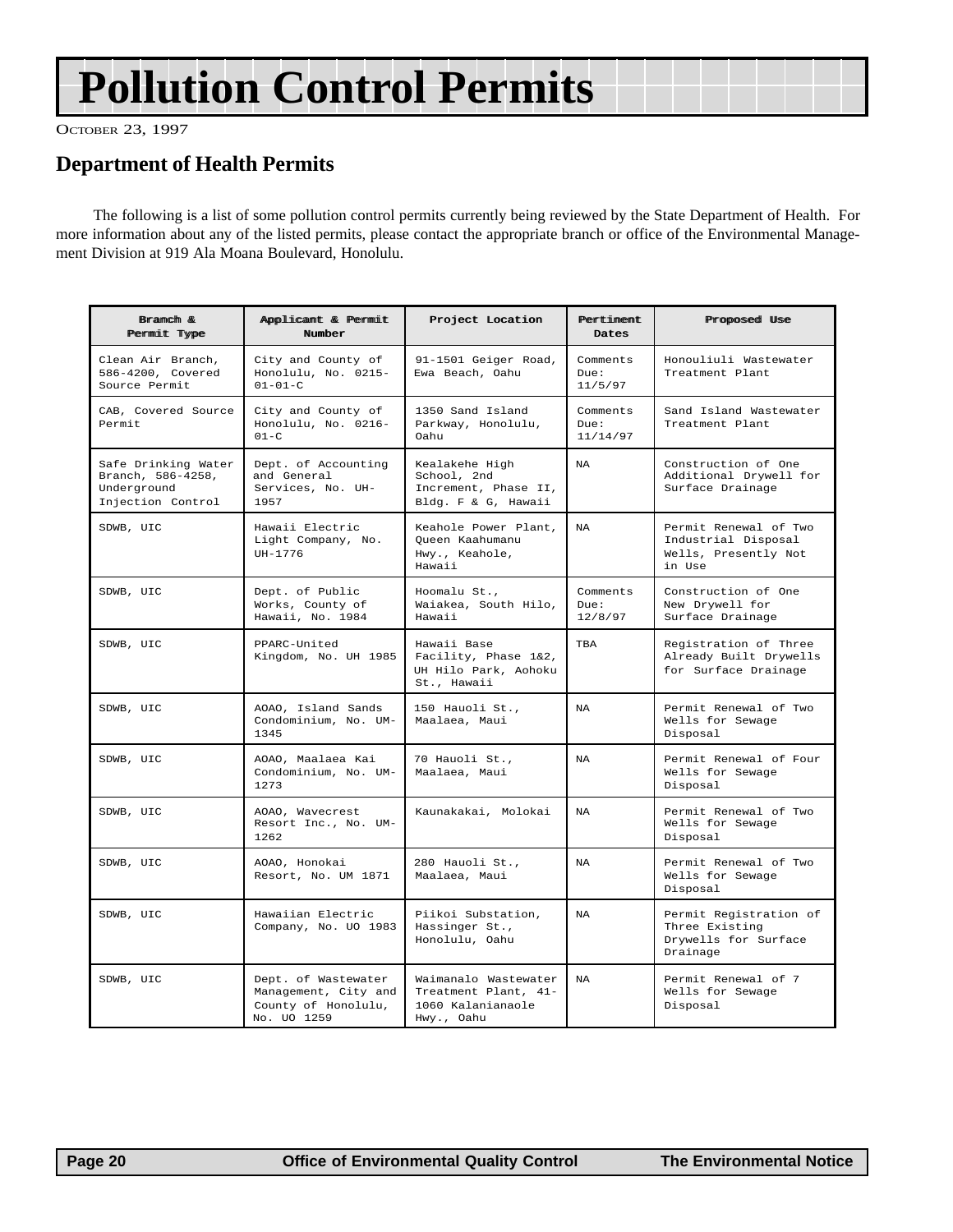# Pollution Control Permits

October 23, 1997

## Department of Health Permits

The following is a list of some pollution control permits currently being reviewed by the State Department of Health. For more information about any of the listed permits, please contact the appropriate branch or office of the Environmental Management Division at 919 Ala Moana Boulevard, Honolulu.

| Branch & Permit Type | Applicant & Permit Number | Project Location | Pertinent Dates | Proposed Use |
|---|---|---|---|---|
| Clean Air Branch, 586-4200, Covered Source Permit | City and County of Honolulu, No. 0215-01-01-C | 91-1501 Geiger Road, Ewa Beach, Oahu | Comments Due: 11/5/97 | Honouliuli Wastewater Treatment Plant |
| CAB, Covered Source Permit | City and County of Honolulu, No. 0216-01-C | 1350 Sand Island Parkway, Honolulu, Oahu | Comments Due: 11/14/97 | Sand Island Wastewater Treatment Plant |
| Safe Drinking Water Branch, 586-4258, Underground Injection Control | Dept. of Accounting and General Services, No. UH-1957 | Kealakehe High School, 2nd Increment, Phase II, Bldg. F & G, Hawaii | NA | Construction of One Additional Drywell for Surface Drainage |
| SDWB, UIC | Hawaii Electric Light Company, No. UH-1776 | Keahole Power Plant, Queen Kaahumanu Hwy., Keahole, Hawaii | NA | Permit Renewal of Two Industrial Disposal Wells, Presently Not in Use |
| SDWB, UIC | Dept. of Public Works, County of Hawaii, No. 1984 | Hoomalu St., Waiakea, South Hilo, Hawaii | Comments Due: 12/8/97 | Construction of One New Drywell for Surface Drainage |
| SDWB, UIC | PPARC-United Kingdom, No. UH 1985 | Hawaii Base Facility, Phase 1&2, UH Hilo Park, Aohoku St., Hawaii | TBA | Registration of Three Already Built Drywells for Surface Drainage |
| SDWB, UIC | AOAO, Island Sands Condominium, No. UM-1345 | 150 Hauoli St., Maalaea, Maui | NA | Permit Renewal of Two Wells for Sewage Disposal |
| SDWB, UIC | AOAO, Maalaea Kai Condominium, No. UM-1273 | 70 Hauoli St., Maalaea, Maui | NA | Permit Renewal of Four Wells for Sewage Disposal |
| SDWB, UIC | AOAO, Wavecrest Resort Inc., No. UM-1262 | Kaunakakai, Molokai | NA | Permit Renewal of Two Wells for Sewage Disposal |
| SDWB, UIC | AOAO, Honokai Resort, No. UM 1871 | 280 Hauoli St., Maalaea, Maui | NA | Permit Renewal of Two Wells for Sewage Disposal |
| SDWB, UIC | Hawaiian Electric Company, No. UO 1983 | Piikoi Substation, Hassinger St., Honolulu, Oahu | NA | Permit Registration of Three Existing Drywells for Surface Drainage |
| SDWB, UIC | Dept. of Wastewater Management, City and County of Honolulu, No. UO 1259 | Waimanalo Wastewater Treatment Plant, 41-1060 Kalanianaole Hwy., Oahu | NA | Permit Renewal of 7 Wells for Sewage Disposal |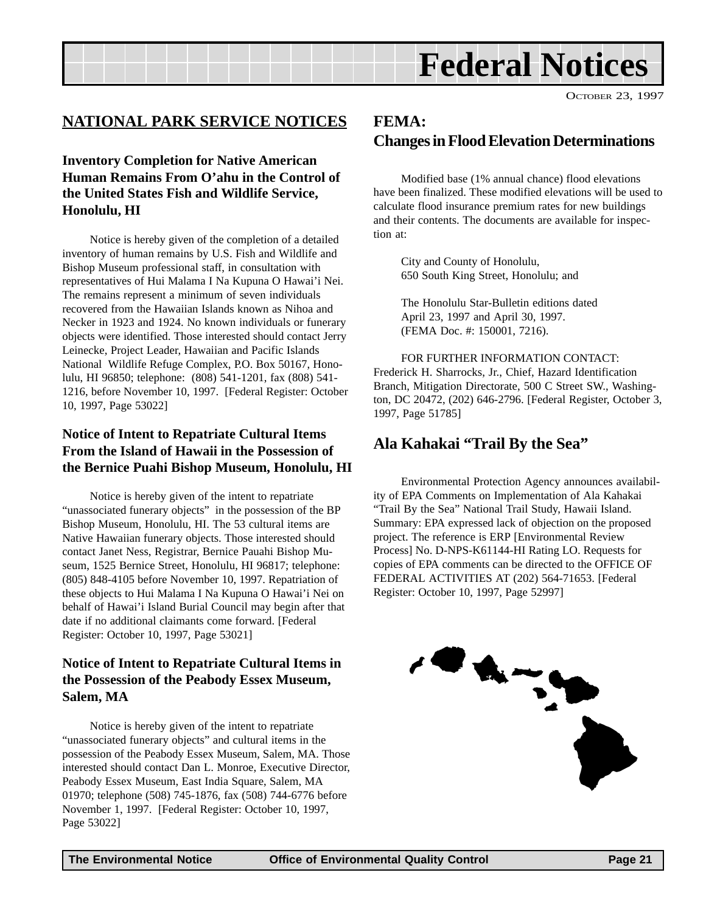# Federal Notices

OCTOBER 23, 1997

## NATIONAL PARK SERVICE NOTICES

### Inventory Completion for Native American Human Remains From O'ahu in the Control of the United States Fish and Wildlife Service, Honolulu, HI

Notice is hereby given of the completion of a detailed inventory of human remains by U.S. Fish and Wildlife and Bishop Museum professional staff, in consultation with representatives of Hui Malama I Na Kupuna O Hawai'i Nei. The remains represent a minimum of seven individuals recovered from the Hawaiian Islands known as Nihoa and Necker in 1923 and 1924. No known individuals or funerary objects were identified. Those interested should contact Jerry Leinecke, Project Leader, Hawaiian and Pacific Islands National Wildlife Refuge Complex, P.O. Box 50167, Honolulu, HI 96850; telephone: (808) 541-1201, fax (808) 541-1216, before November 10, 1997. [Federal Register: October 10, 1997, Page 53022]

### Notice of Intent to Repatriate Cultural Items From the Island of Hawaii in the Possession of the Bernice Puahi Bishop Museum, Honolulu, HI

Notice is hereby given of the intent to repatriate "unassociated funerary objects" in the possession of the BP Bishop Museum, Honolulu, HI. The 53 cultural items are Native Hawaiian funerary objects. Those interested should contact Janet Ness, Registrar, Bernice Pauahi Bishop Museum, 1525 Bernice Street, Honolulu, HI 96817; telephone: (805) 848-4105 before November 10, 1997. Repatriation of these objects to Hui Malama I Na Kupuna O Hawai'i Nei on behalf of Hawai'i Island Burial Council may begin after that date if no additional claimants come forward. [Federal Register: October 10, 1997, Page 53021]

### Notice of Intent to Repatriate Cultural Items in the Possession of the Peabody Essex Museum, Salem, MA

Notice is hereby given of the intent to repatriate "unassociated funerary objects" and cultural items in the possession of the Peabody Essex Museum, Salem, MA. Those interested should contact Dan L. Monroe, Executive Director, Peabody Essex Museum, East India Square, Salem, MA 01970; telephone (508) 745-1876, fax (508) 744-6776 before November 1, 1997. [Federal Register: October 10, 1997, Page 53022]

## FEMA: Changes in Flood Elevation Determinations

Modified base (1% annual chance) flood elevations have been finalized. These modified elevations will be used to calculate flood insurance premium rates for new buildings and their contents. The documents are available for inspection at:

City and County of Honolulu,
650 South King Street, Honolulu; and

The Honolulu Star-Bulletin editions dated
April 23, 1997 and April 30, 1997.
(FEMA Doc. #: 150001, 7216).

FOR FURTHER INFORMATION CONTACT: Frederick H. Sharrocks, Jr., Chief, Hazard Identification Branch, Mitigation Directorate, 500 C Street SW., Washington, DC 20472, (202) 646-2796. [Federal Register, October 3, 1997, Page 51785]

## Ala Kahakai "Trail By the Sea"

Environmental Protection Agency announces availability of EPA Comments on Implementation of Ala Kahakai "Trail By the Sea" National Trail Study, Hawaii Island. Summary: EPA expressed lack of objection on the proposed project. The reference is ERP [Environmental Review Process] No. D-NPS-K61144-HI Rating LO. Requests for copies of EPA comments can be directed to the OFFICE OF FEDERAL ACTIVITIES AT (202) 564-71653. [Federal Register: October 10, 1997, Page 52997]